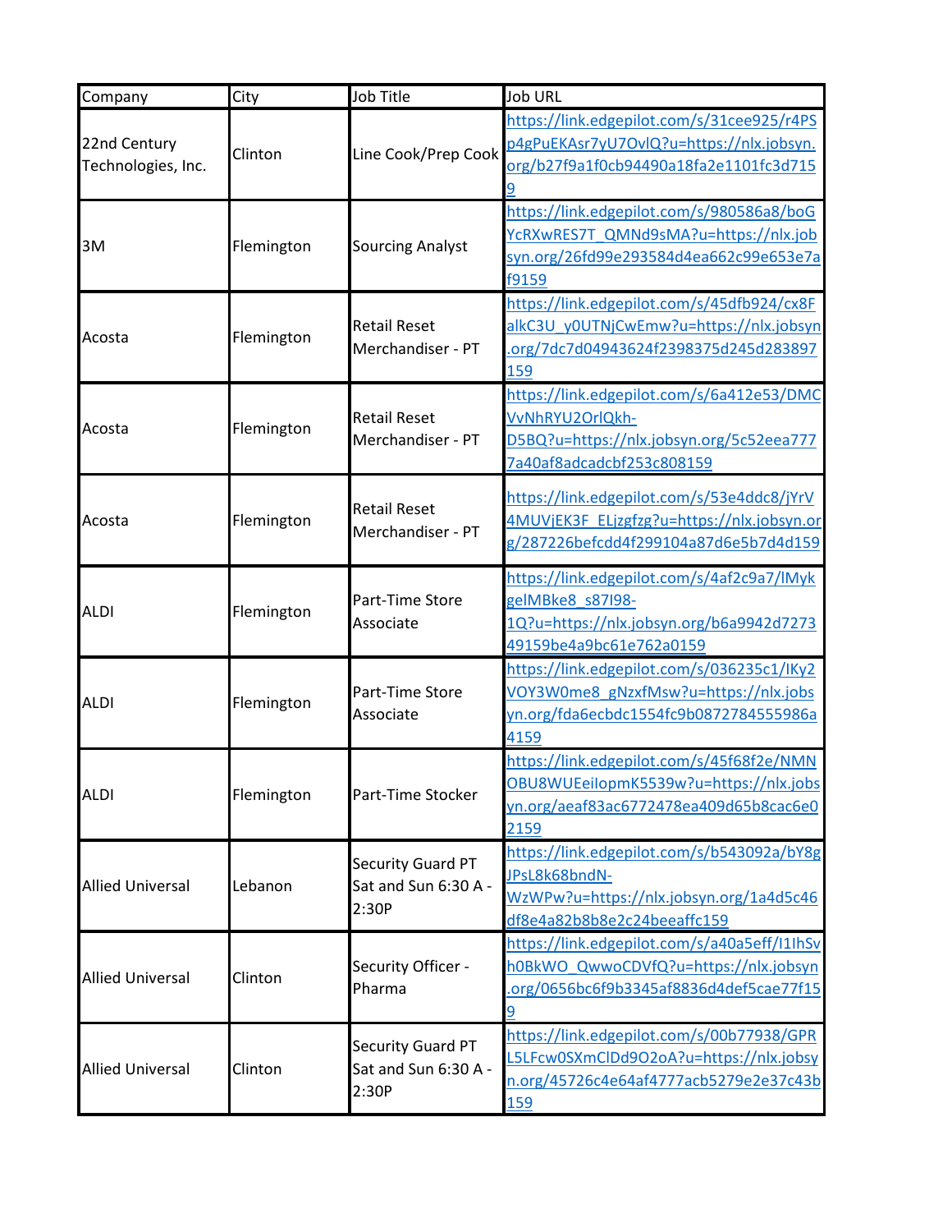| Company | City | Job Title | Job URL |
| --- | --- | --- | --- |
| 22nd Century Technologies, Inc. | Clinton | Line Cook/Prep Cook | https://link.edgepilot.com/s/31cee925/r4PSp4gPuEKAsr7yU7OvlQ?u=https://nlx.jobsyn.org/b27f9a1f0cb94490a18fa2e1101fc3d7159 |
| 3M | Flemington | Sourcing Analyst | https://link.edgepilot.com/s/980586a8/boGYcRXwRES7T_QMNd9sMA?u=https://nlx.jobsyn.org/26fd99e293584d4ea662c99e653e7af9159 |
| Acosta | Flemington | Retail Reset Merchandiser - PT | https://link.edgepilot.com/s/45dfb924/cx8FalkC3U_y0UTNjCwEmw?u=https://nlx.jobsyn.org/7dc7d04943624f2398375d245d283897159 |
| Acosta | Flemington | Retail Reset Merchandiser - PT | https://link.edgepilot.com/s/6a412e53/DMCVvNhRYU2OrlQkh-D5BQ?u=https://nlx.jobsyn.org/5c52eea7777a40af8adcadcbf253c808159 |
| Acosta | Flemington | Retail Reset Merchandiser - PT | https://link.edgepilot.com/s/53e4ddc8/jYrV4MUVjEK3F_ELjzgfzg?u=https://nlx.jobsyn.org/287226befcdd4f299104a87d6e5b7d4d159 |
| ALDI | Flemington | Part-Time Store Associate | https://link.edgepilot.com/s/4af2c9a7/IMykgelMBke8_s87I98-1Q?u=https://nlx.jobsyn.org/b6a9942d727349159be4a9bc61e762a0159 |
| ALDI | Flemington | Part-Time Store Associate | https://link.edgepilot.com/s/036235c1/IKy2VOY3W0me8_gNzxfMsw?u=https://nlx.jobsyn.org/fda6ecbdc1554fc9b0872784555986a4159 |
| ALDI | Flemington | Part-Time Stocker | https://link.edgepilot.com/s/45f68f2e/NMNOBU8WUEeilopmK5539w?u=https://nlx.jobsyn.org/aeaf83ac6772478ea409d65b8cac6e02159 |
| Allied Universal | Lebanon | Security Guard PT Sat and Sun 6:30 A - 2:30P | https://link.edgepilot.com/s/b543092a/bY8gJPsL8k68bndN-WzWPw?u=https://nlx.jobsyn.org/1a4d5c46df8e4a82b8b8e2c24beeaffc159 |
| Allied Universal | Clinton | Security Officer - Pharma | https://link.edgepilot.com/s/a40a5eff/I1IhSvh0BkWO_QwwoCDVfQ?u=https://nlx.jobsyn.org/0656bc6f9b3345af8836d4def5cae77f159 |
| Allied Universal | Clinton | Security Guard PT Sat and Sun 6:30 A - 2:30P | https://link.edgepilot.com/s/00b77938/GPRL5LFcw0SXmClDd9O2oA?u=https://nlx.jobsyn.org/45726c4e64af4777acb5279e2e37c43b159 |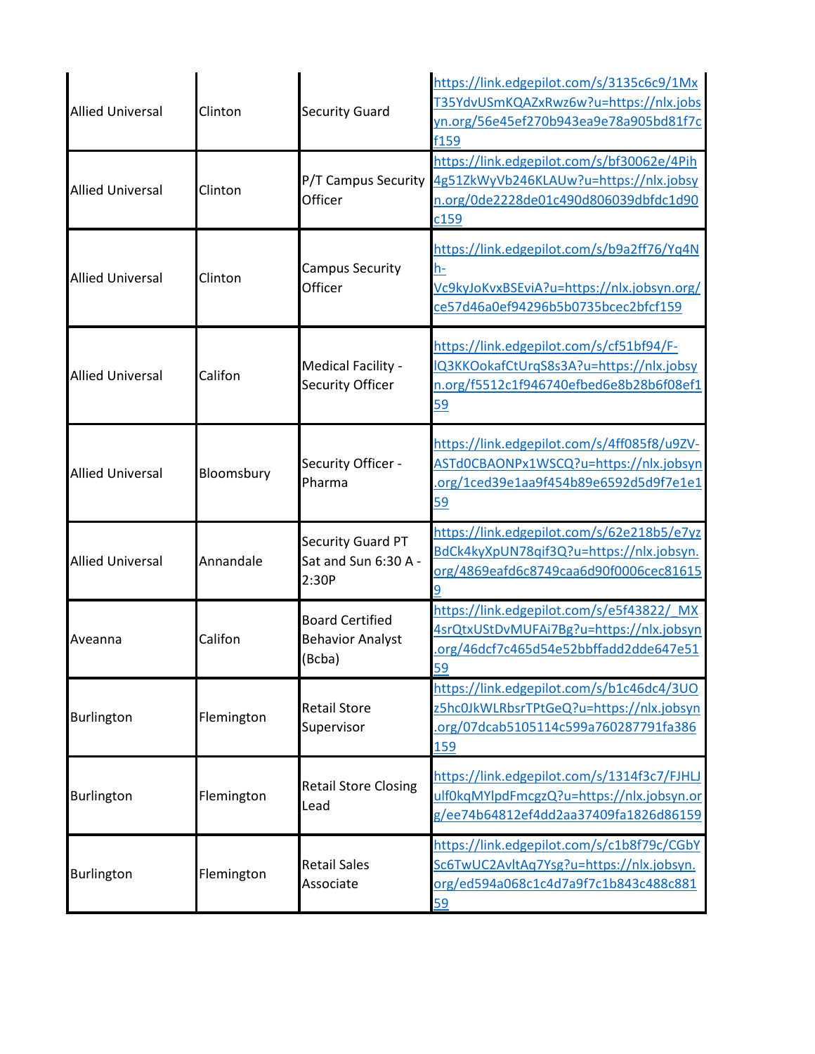| | | | |
|---|---|---|---|
| Allied Universal | Clinton | Security Guard | https://link.edgepilot.com/s/3135c6c9/1MxT35YdvUSmKQAZxRwz6w?u=https://nlx.jobsyn.org/56e45ef270b943ea9e78a905bd81f7cf159 |
| Allied Universal | Clinton | P/T Campus Security Officer | https://link.edgepilot.com/s/bf30062e/4Pih4g51ZkWyVb246KLAUw?u=https://nlx.jobsyn.org/0de2228de01c490d806039dbfdc1d90c159 |
| Allied Universal | Clinton | Campus Security Officer | https://link.edgepilot.com/s/b9a2ff76/Yq4Nh-Vc9kyJoKvxBSEviA?u=https://nlx.jobsyn.org/ce57d46a0ef94296b5b0735bcec2bfcf159 |
| Allied Universal | Califon | Medical Facility - Security Officer | https://link.edgepilot.com/s/cf51bf94/F-lQ3KKOokafCtUrqS8s3A?u=https://nlx.jobsyn.org/f5512c1f946740efbed6e8b28b6f08ef159 |
| Allied Universal | Bloomsbury | Security Officer - Pharma | https://link.edgepilot.com/s/4ff085f8/u9ZV-ASTd0CBAONPx1WSCQ?u=https://nlx.jobsyn.org/1ced39e1aa9f454b89e6592d5d9f7e1e159 |
| Allied Universal | Annandale | Security Guard PT Sat and Sun 6:30 A - 2:30P | https://link.edgepilot.com/s/62e218b5/e7yzBdCk4kyXpUN78qif3Q?u=https://nlx.jobsyn.org/4869eafd6c8749caa6d90f0006cec816159 |
| Aveanna | Califon | Board Certified Behavior Analyst (Bcba) | https://link.edgepilot.com/s/e5f43822/_MX4srQtxUStDvMUFAi7Bg?u=https://nlx.jobsyn.org/46dcf7c465d54e52bbffadd2dde647e5159 |
| Burlington | Flemington | Retail Store Supervisor | https://link.edgepilot.com/s/b1c46dc4/3UOz5hc0JkWLRbsrTPtGeQ?u=https://nlx.jobsyn.org/07dcab5105114c599a760287791fa386159 |
| Burlington | Flemington | Retail Store Closing Lead | https://link.edgepilot.com/s/1314f3c7/FJHLJulf0kqMYlpdFmcgzQ?u=https://nlx.jobsyn.org/ee74b64812ef4dd2aa37409fa1826d86159 |
| Burlington | Flemington | Retail Sales Associate | https://link.edgepilot.com/s/c1b8f79c/CGbYSc6TwUC2AvltAq7Ysg?u=https://nlx.jobsyn.org/ed594a068c1c4d7a9f7c1b843c488c88159 |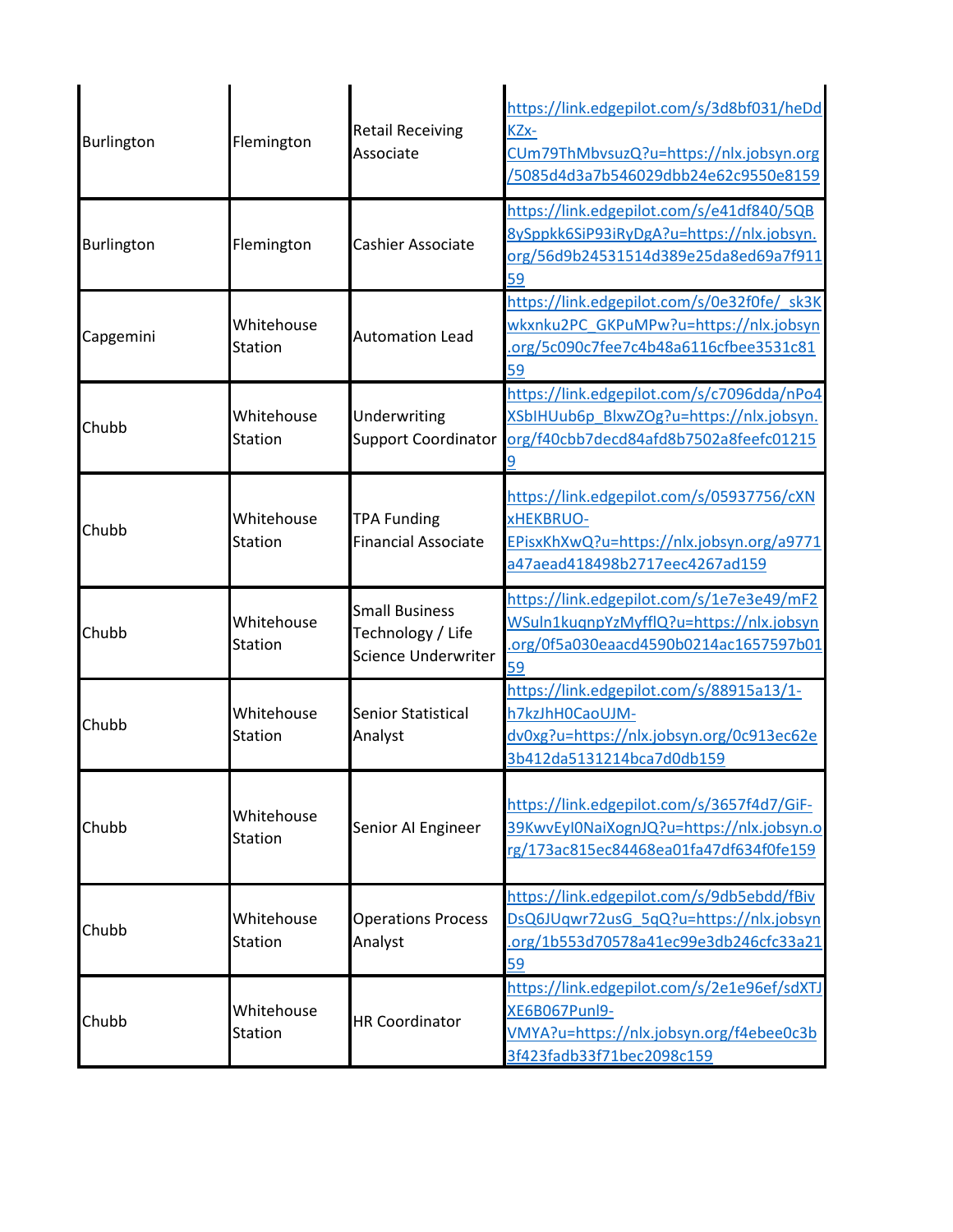| | | | |
|---|---|---|---|
| Burlington | Flemington | Retail Receiving Associate | https://link.edgepilot.com/s/3d8bf031/heDdKZx-CUm79ThMbvsuzQ?u=https://nlx.jobsyn.org/5085d4d3a7b546029dbb24e62c9550e8159 |
| Burlington | Flemington | Cashier Associate | https://link.edgepilot.com/s/e41df840/5QB8ySppkk6SiP93iRyDgA?u=https://nlx.jobsyn.org/56d9b24531514d389e25da8ed69a7f91159 |
| Capgemini | Whitehouse Station | Automation Lead | https://link.edgepilot.com/s/0e32f0fe/_sk3Kwkxnku2PC_GKPuMPw?u=https://nlx.jobsyn.org/5c090c7fee7c4b48a6116cfbee3531c8159 |
| Chubb | Whitehouse Station | Underwriting Support Coordinator | https://link.edgepilot.com/s/c7096dda/nPo4XSbIHUub6p_BlxwZOg?u=https://nlx.jobsyn.org/f40cbb7decd84afd8b7502a8feefc012159 |
| Chubb | Whitehouse Station | TPA Funding Financial Associate | https://link.edgepilot.com/s/05937756/cXNxHEKBRUO-EPisxKhXwQ?u=https://nlx.jobsyn.org/a9771a47aead418498b2717eec4267ad159 |
| Chubb | Whitehouse Station | Small Business Technology / Life Science Underwriter | https://link.edgepilot.com/s/1e7e3e49/mF2WSuln1kuqnpYzMyfflQ?u=https://nlx.jobsyn.org/0f5a030eaacd4590b0214ac1657597b0159 |
| Chubb | Whitehouse Station | Senior Statistical Analyst | https://link.edgepilot.com/s/88915a13/1-h7kzJhH0CaoUJM-dv0xg?u=https://nlx.jobsyn.org/0c913ec62e3b412da5131214bca7d0db159 |
| Chubb | Whitehouse Station | Senior AI Engineer | https://link.edgepilot.com/s/3657f4d7/GiF-39KwvEyI0NaiXognJQ?u=https://nlx.jobsyn.org/173ac815ec84468ea01fa47df634f0fe159 |
| Chubb | Whitehouse Station | Operations Process Analyst | https://link.edgepilot.com/s/9db5ebdd/fBivDsQ6JUqwr72usG_5qQ?u=https://nlx.jobsyn.org/1b553d70578a41ec99e3db246cfc33a2159 |
| Chubb | Whitehouse Station | HR Coordinator | https://link.edgepilot.com/s/2e1e96ef/sdXTJXE6B067Punl9-VMYA?u=https://nlx.jobsyn.org/f4ebee0c3b3f423fadb33f71bec2098c159 |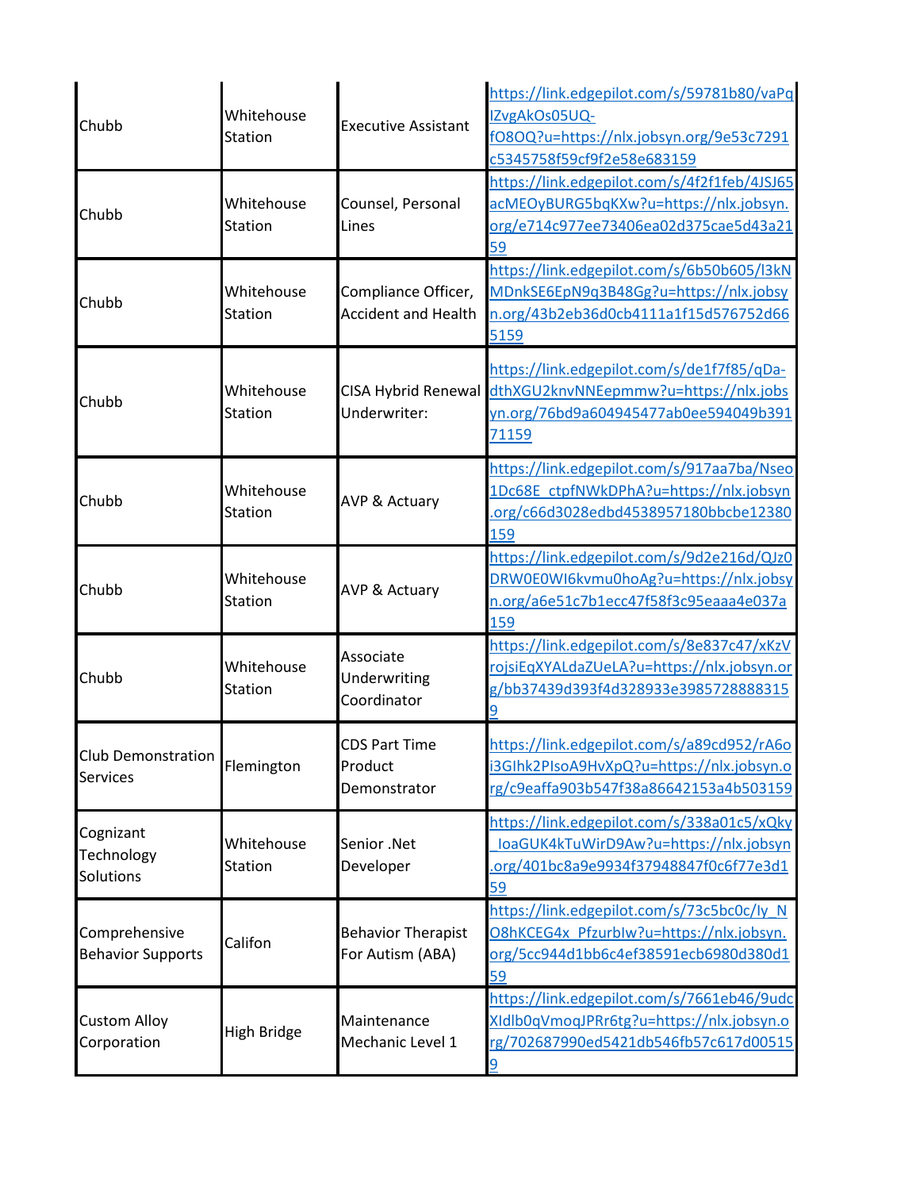| | | | |
|---|---|---|---|
| Chubb | Whitehouse Station | Executive Assistant | https://link.edgepilot.com/s/59781b80/vaPqIZvgAkOs05UQ-fO8OQ?u=https://nlx.jobsyn.org/9e53c7291c5345758f59cf9f2e58e683159 |
| Chubb | Whitehouse Station | Counsel, Personal Lines | https://link.edgepilot.com/s/4f2f1feb/4JSJ65acMEOyBURG5bqKXw?u=https://nlx.jobsyn.org/e714c977ee73406ea02d375cae5d43a2159 |
| Chubb | Whitehouse Station | Compliance Officer, Accident and Health | https://link.edgepilot.com/s/6b50b605/l3kNMDnkSE6EpN9q3B48Gg?u=https://nlx.jobsyn.org/43b2eb36d0cb4111a1f15d576752d665159 |
| Chubb | Whitehouse Station | CISA Hybrid Renewal Underwriter: | https://link.edgepilot.com/s/de1f7f85/qDa-dthXGU2knvNNEepmmw?u=https://nlx.jobsyn.org/76bd9a604945477ab0ee594049b39171159 |
| Chubb | Whitehouse Station | AVP & Actuary | https://link.edgepilot.com/s/917aa7ba/Nseo1Dc68E_ctpfNWkDPhA?u=https://nlx.jobsyn.org/c66d3028edbd4538957180bbcbe12380159 |
| Chubb | Whitehouse Station | AVP & Actuary | https://link.edgepilot.com/s/9d2e216d/QJz0DRW0E0WI6kvmu0hoAg?u=https://nlx.jobsyn.org/a6e51c7b1ecc47f58f3c95eaaa4e037a159 |
| Chubb | Whitehouse Station | Associate Underwriting Coordinator | https://link.edgepilot.com/s/8e837c47/xKzVrojsiEqXYALdaZUeLA?u=https://nlx.jobsyn.org/bb37439d393f4d328933e39857288883159 |
| Club Demonstration Services | Flemington | CDS Part Time Product Demonstrator | https://link.edgepilot.com/s/a89cd952/rA6oi3GIhk2PIsoA9HvXpQ?u=https://nlx.jobsyn.org/c9eaffa903b547f38a86642153a4b503159 |
| Cognizant Technology Solutions | Whitehouse Station | Senior .Net Developer | https://link.edgepilot.com/s/338a01c5/xQky_IoaGUK4kTuWirD9Aw?u=https://nlx.jobsyn.org/401bc8a9e9934f37948847f0c6f77e3d159 |
| Comprehensive Behavior Supports | Califon | Behavior Therapist For Autism (ABA) | https://link.edgepilot.com/s/73c5bc0c/Iy_NO8hKCEG4x_PfzurbIw?u=https://nlx.jobsyn.org/5cc944d1bb6c4ef38591ecb6980d380d159 |
| Custom Alloy Corporation | High Bridge | Maintenance Mechanic Level 1 | https://link.edgepilot.com/s/7661eb46/9udcXIdlb0qVmoqJPRr6tg?u=https://nlx.jobsyn.org/702687990ed5421db546fb57c617d005159 |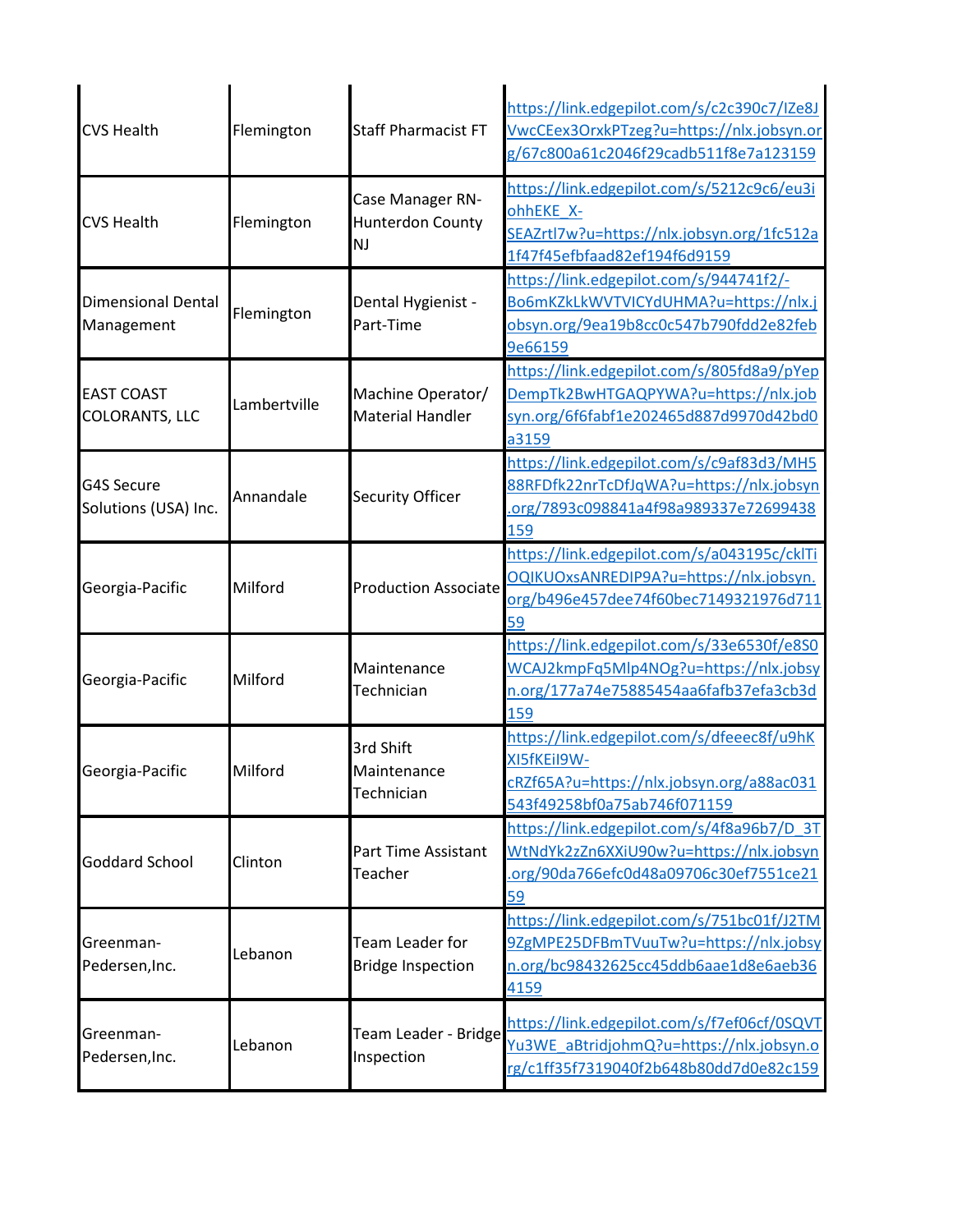| CVS Health | Flemington | Staff Pharmacist FT | https://link.edgepilot.com/s/c2c390c7/IZe8JVwcCEex3OrxkPTzeg?u=https://nlx.jobsyn.org/67c800a61c2046f29cadb511f8e7a123159 |
|---|---|---|---|
| CVS Health | Flemington | Case Manager RN-Hunterdon County NJ | https://link.edgepilot.com/s/5212c9c6/eu3iohhEKE_X-SEAZrtl7w?u=https://nlx.jobsyn.org/1fc512a1f47f45efbfaad82ef194f6d9159 |
| Dimensional Dental Management | Flemington | Dental Hygienist - Part-Time | https://link.edgepilot.com/s/944741f2/-Bo6mKZkLkWVTVICYdUHMA?u=https://nlx.jobsyn.org/9ea19b8cc0c547b790fdd2e82feb9e66159 |
| EAST COAST COLORANTS, LLC | Lambertville | Machine Operator/ Material Handler | https://link.edgepilot.com/s/805fd8a9/pYepDempTk2BwHTGAQPYWA?u=https://nlx.jobsyn.org/6f6fabf1e202465d887d9970d42bd0a3159 |
| G4S Secure Solutions (USA) Inc. | Annandale | Security Officer | https://link.edgepilot.com/s/c9af83d3/MH588RFDfk22nrTcDfJqWA?u=https://nlx.jobsyn.org/7893c098841a4f98a989337e72699438159 |
| Georgia-Pacific | Milford | Production Associate | https://link.edgepilot.com/s/a043195c/ckITiOQIKUOxsANREDIP9A?u=https://nlx.jobsyn.org/b496e457dee74f60bec714932197 6d71159 |
| Georgia-Pacific | Milford | Maintenance Technician | https://link.edgepilot.com/s/33e6530f/e8S0WCAJ2kmpFq5Mlp4NOg?u=https://nlx.jobsyn.org/177a74e75885454aa6fafb37efa3cb3d159 |
| Georgia-Pacific | Milford | 3rd Shift Maintenance Technician | https://link.edgepilot.com/s/dfeeec8f/u9hKXI5fKEiI9W-cRZf65A?u=https://nlx.jobsyn.org/a88ac031543f49258bf0a75ab746f071159 |
| Goddard School | Clinton | Part Time Assistant Teacher | https://link.edgepilot.com/s/4f8a96b7/D_3TWtNdYk2zZn6XXiU90w?u=https://nlx.jobsyn.org/90da766efc0d48a09706c30ef7551ce2159 |
| Greenman-Pedersen,Inc. | Lebanon | Team Leader for Bridge Inspection | https://link.edgepilot.com/s/751bc01f/J2TM9ZgMPE25DFBmTVuuTw?u=https://nlx.jobsyn.org/bc98432625cc45ddb6aae1d8e6aeb364159 |
| Greenman-Pedersen,Inc. | Lebanon | Team Leader - Bridge Inspection | https://link.edgepilot.com/s/f7ef06cf/0SQVTYu3WE_aBtridjohmQ?u=https://nlx.jobsyn.org/c1ff35f7319040f2b648b80dd7d0e82c159 |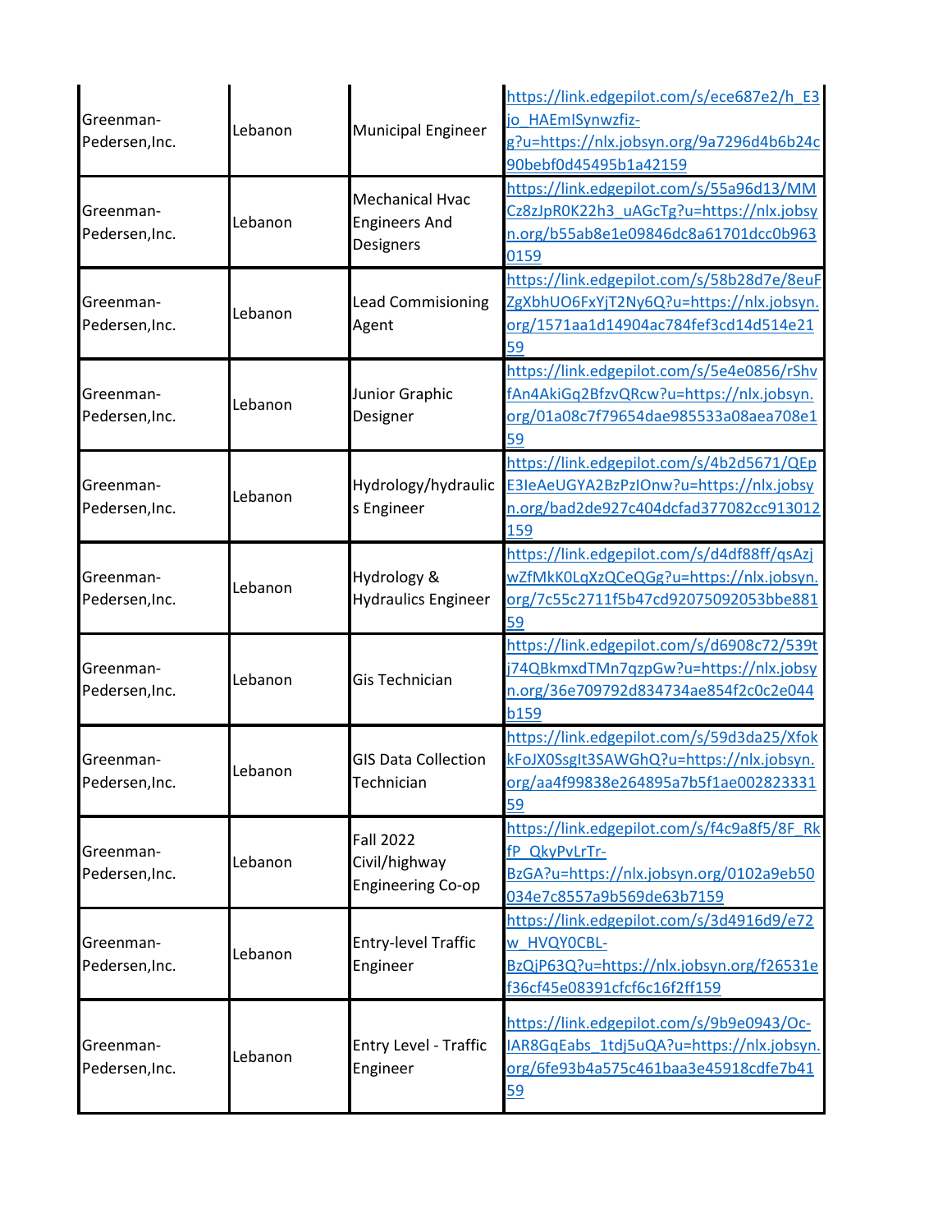| | | | |
|---|---|---|---|
| Greenman-Pedersen,Inc. | Lebanon | Municipal Engineer | https://link.edgepilot.com/s/ece687e2/h_E3jo_HAEmISynwzfiz-g?u=https://nlx.jobsyn.org/9a7296d4b6b24c90bebf0d45495b1a42159 |
| Greenman-Pedersen,Inc. | Lebanon | Mechanical Hvac Engineers And Designers | https://link.edgepilot.com/s/55a96d13/MMCz8zJpR0K22h3_uAGcTg?u=https://nlx.jobsyn.org/b55ab8e1e09846dc8a61701dcc0b9630159 |
| Greenman-Pedersen,Inc. | Lebanon | Lead Commisioning Agent | https://link.edgepilot.com/s/58b28d7e/8euFZgXbhUO6FxYjT2Ny6Q?u=https://nlx.jobsyn.org/1571aa1d14904ac784fef3cd14d514e2159 |
| Greenman-Pedersen,Inc. | Lebanon | Junior Graphic Designer | https://link.edgepilot.com/s/5e4e0856/rShvfAn4AkiGq2BfzvQRcw?u=https://nlx.jobsyn.org/01a08c7f79654dae985533a08aea708e159 |
| Greenman-Pedersen,Inc. | Lebanon | Hydrology/hydraulics Engineer | https://link.edgepilot.com/s/4b2d5671/QEpE3IeAeUGYA2BzPzIOnw?u=https://nlx.jobsyn.org/bad2de927c404dcfad377082cc913012159 |
| Greenman-Pedersen,Inc. | Lebanon | Hydrology & Hydraulics Engineer | https://link.edgepilot.com/s/d4df88ff/qsAzjwZfMkK0LqXzQCeQGg?u=https://nlx.jobsyn.org/7c55c2711f5b47cd92075092053bbe88159 |
| Greenman-Pedersen,Inc. | Lebanon | Gis Technician | https://link.edgepilot.com/s/d6908c72/539tj74QBkmxdTMn7qzpGw?u=https://nlx.jobsyn.org/36e709792d834734ae854f2c0c2e044b159 |
| Greenman-Pedersen,Inc. | Lebanon | GIS Data Collection Technician | https://link.edgepilot.com/s/59d3da25/XfokkFoJX0SsgIt3SAWGhQ?u=https://nlx.jobsyn.org/aa4f99838e264895a7b5f1ae00282333159 |
| Greenman-Pedersen,Inc. | Lebanon | Fall 2022 Civil/highway Engineering Co-op | https://link.edgepilot.com/s/f4c9a8f5/8F_RkfP_QkyPvLrTr-BzGA?u=https://nlx.jobsyn.org/0102a9eb50034e7c8557a9b569de63b7159 |
| Greenman-Pedersen,Inc. | Lebanon | Entry-level Traffic Engineer | https://link.edgepilot.com/s/3d4916d9/e72w_HVQY0CBL-BzQjP63Q?u=https://nlx.jobsyn.org/f26531ef36cf45e08391cfcf6c16f2ff159 |
| Greenman-Pedersen,Inc. | Lebanon | Entry Level - Traffic Engineer | https://link.edgepilot.com/s/9b9e0943/Oc-IAR8GqEabs_1tdj5uQA?u=https://nlx.jobsyn.org/6fe93b4a575c461baa3e45918cdfe7b4159 |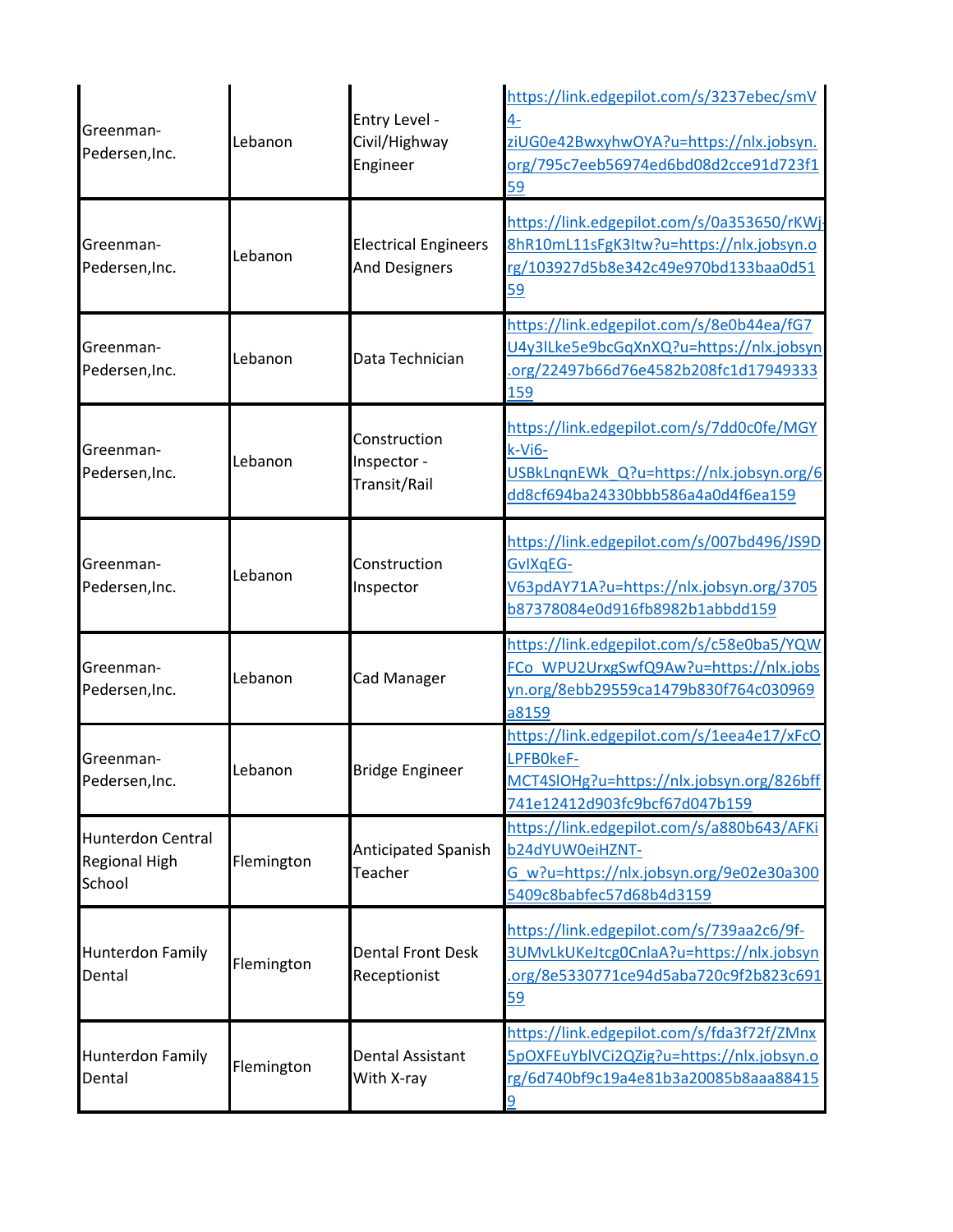| | | | |
|---|---|---|---|
| Greenman-Pedersen,Inc. | Lebanon | Entry Level - Civil/Highway Engineer | https://link.edgepilot.com/s/3237ebec/smV4-ziUG0e42BwxyhwOYA?u=https://nlx.jobsyn.org/795c7eeb56974ed6bd08d2cce91d723f159 |
| Greenman-Pedersen,Inc. | Lebanon | Electrical Engineers And Designers | https://link.edgepilot.com/s/0a353650/rKWj-8hR10mL11sFgK3Itw?u=https://nlx.jobsyn.org/103927d5b8e342c49e970bd133baa0d5159 |
| Greenman-Pedersen,Inc. | Lebanon | Data Technician | https://link.edgepilot.com/s/8e0b44ea/fG7U4y3lLke5e9bcGqXnXQ?u=https://nlx.jobsyn.org/22497b66d76e4582b208fc1d17949333159 |
| Greenman-Pedersen,Inc. | Lebanon | Construction Inspector - Transit/Rail | https://link.edgepilot.com/s/7dd0c0fe/MGYk-Vi6-USBkLnqnEWk_Q?u=https://nlx.jobsyn.org/6dd8cf694ba24330bbb586a4a0d4f6ea159 |
| Greenman-Pedersen,Inc. | Lebanon | Construction Inspector | https://link.edgepilot.com/s/007bd496/JS9DGvIXqEG-V63pdAY71A?u=https://nlx.jobsyn.org/3705b87378084e0d916fb8982b1abbdd159 |
| Greenman-Pedersen,Inc. | Lebanon | Cad Manager | https://link.edgepilot.com/s/c58e0ba5/YQWFCo_WPU2UrxgSwfQ9Aw?u=https://nlx.jobsyn.org/8ebb29559ca1479b830f764c030969a8159 |
| Greenman-Pedersen,Inc. | Lebanon | Bridge Engineer | https://link.edgepilot.com/s/1eea4e17/xFcOLPFB0keF-MCT4SlOHg?u=https://nlx.jobsyn.org/826bff741e12412d903fc9bcf67d047b159 |
| Hunterdon Central Regional High School | Flemington | Anticipated Spanish Teacher | https://link.edgepilot.com/s/a880b643/AFKib24dYUW0eiHZNT-G_w?u=https://nlx.jobsyn.org/9e02e30a3005409c8babfec57d68b4d3159 |
| Hunterdon Family Dental | Flemington | Dental Front Desk Receptionist | https://link.edgepilot.com/s/739aa2c6/9f-3UMvLkUKeJtcg0CnlaA?u=https://nlx.jobsyn.org/8e5330771ce94d5aba720c9f2b823c69159 |
| Hunterdon Family Dental | Flemington | Dental Assistant With X-ray | https://link.edgepilot.com/s/fda3f72f/ZMnx5pOXFEuYblVCi2QZig?u=https://nlx.jobsyn.org/6d740bf9c19a4e81b3a20085b8aaa884159 |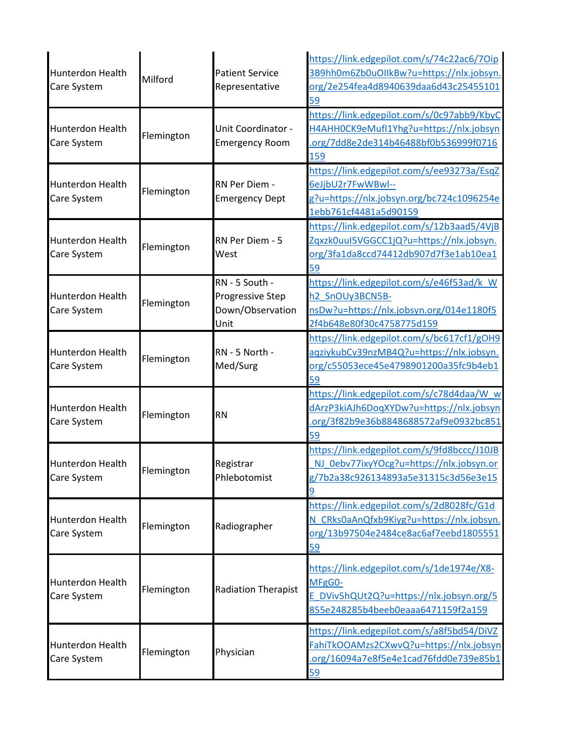| Hunterdon Health Care System | Milford | Patient Service Representative | https://link.edgepilot.com/s/74c22ac6/7Oip3B9hh0m6Zb0uOIlkBw?u=https://nlx.jobsyn.org/2e254fea4d8940639daa6d43c2545510159 |
|---|---|---|---|
| Hunterdon Health Care System | Flemington | Unit Coordinator - Emergency Room | https://link.edgepilot.com/s/0c97abb9/KbyCH4AHH0CK9eMufI1Yhg?u=https://nlx.jobsyn.org/7dd8e2de314b46488bf0b536999f0716159 |
| Hunterdon Health Care System | Flemington | RN Per Diem - Emergency Dept | https://link.edgepilot.com/s/ee93273a/EsqZ6eJjbU2r7FwWBwl--g?u=https://nlx.jobsyn.org/bc724c1096254e1ebb761cf4481a5d90159 |
| Hunterdon Health Care System | Flemington | RN Per Diem - 5 West | https://link.edgepilot.com/s/12b3aad5/4VjBZqxzk0uuI5VGGCC1jQ?u=https://nlx.jobsyn.org/3fa1da8ccd74412db907d7f3e1ab10ea159 |
| Hunterdon Health Care System | Flemington | RN - 5 South - Progressive Step Down/Observation Unit | https://link.edgepilot.com/s/e46f53ad/k_Wh2_SnOUy3BCN5B-nsDw?u=https://nlx.jobsyn.org/014e1180f52f4b648e80f30c4758775d159 |
| Hunterdon Health Care System | Flemington | RN - 5 North - Med/Surg | https://link.edgepilot.com/s/bc617cf1/gOH9aqziykubCv39nzMB4Q?u=https://nlx.jobsyn.org/c55053ece45e4798901200a35fc9b4eb159 |
| Hunterdon Health Care System | Flemington | RN | https://link.edgepilot.com/s/c78d4daa/W_wdArzP3kiAJh6DoqXYDw?u=https://nlx.jobsyn.org/3f82b9e36b8848688572af9e0932bc85159 |
| Hunterdon Health Care System | Flemington | Registrar Phlebotomist | https://link.edgepilot.com/s/9fd8bccc/J10JB_NJ_0ebv77ixyYOcg?u=https://nlx.jobsyn.org/7b2a38c926134893a5e31315c3d56e3e159 |
| Hunterdon Health Care System | Flemington | Radiographer | https://link.edgepilot.com/s/2d8028fc/G1dN_CRks0aAnQfxb9Kiyg?u=https://nlx.jobsyn.org/13b97504e2484ce8ac6af7eebd180555159 |
| Hunterdon Health Care System | Flemington | Radiation Therapist | https://link.edgepilot.com/s/1de1974e/X8-MFgG0-E_DViv5hQUt2Q?u=https://nlx.jobsyn.org/5855e248285b4beeb0eaaa6471159f2a159 |
| Hunterdon Health Care System | Flemington | Physician | https://link.edgepilot.com/s/a8f5bd54/DiVZFahiTkOOAMzs2CXwvQ?u=https://nlx.jobsyn.org/16094a7e8f5e4e1cad76fdd0e739e85b159 |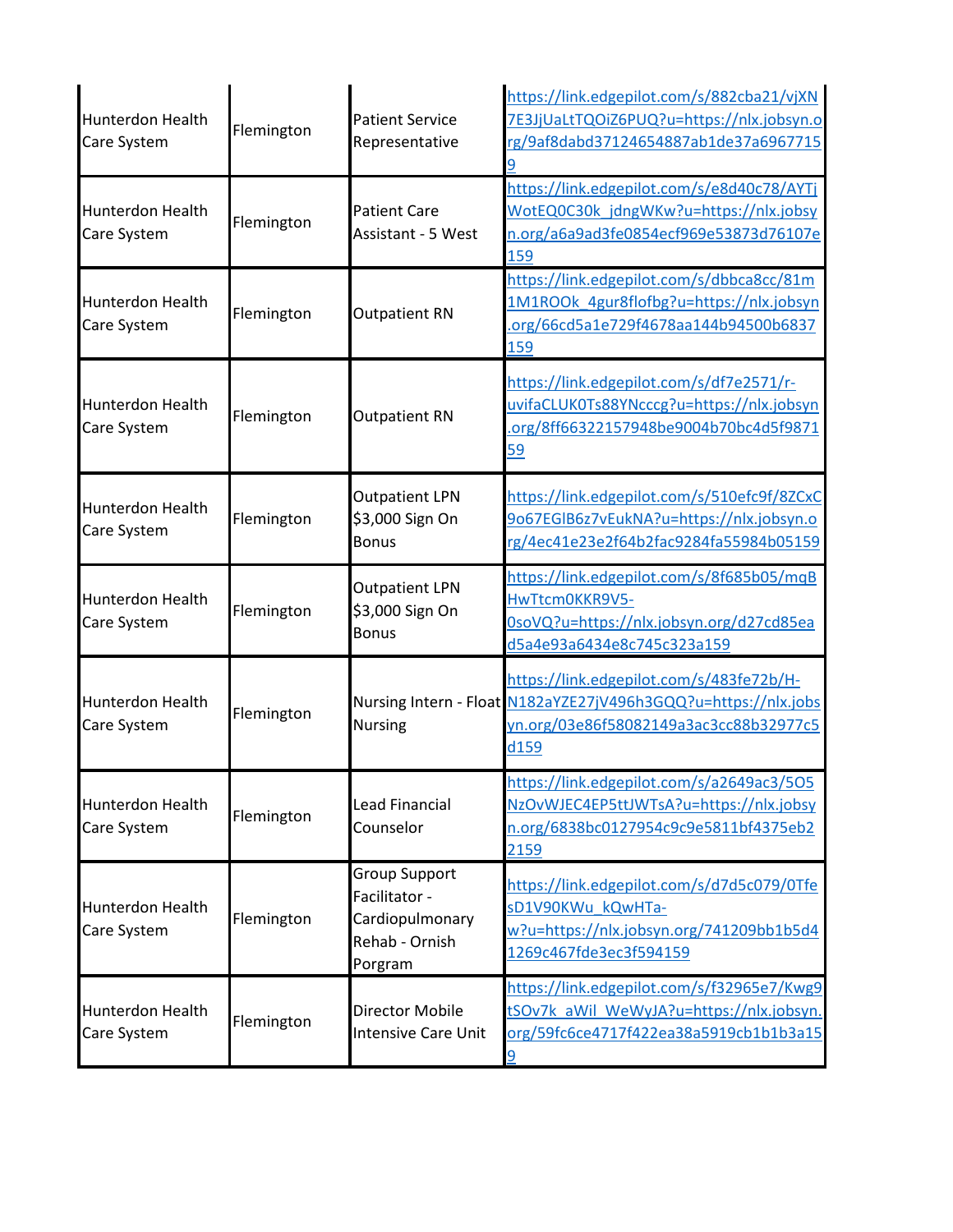| | | | |
|---|---|---|---|
| Hunterdon Health Care System | Flemington | Patient Service Representative | https://link.edgepilot.com/s/882cba21/vjXN7E3JjUaLtTQOiZ6PUQ?u=https://nlx.jobsyn.org/9af8dabd37124654887ab1de37a69677159 |
| Hunterdon Health Care System | Flemington | Patient Care Assistant - 5 West | https://link.edgepilot.com/s/e8d40c78/AYTjWotEQ0C30k_jdngWKw?u=https://nlx.jobsyn.org/a6a9ad3fe0854ecf969e53873d76107e159 |
| Hunterdon Health Care System | Flemington | Outpatient RN | https://link.edgepilot.com/s/dbbca8cc/81m1M1ROOk_4gur8flofbg?u=https://nlx.jobsyn.org/66cd5a1e729f4678aa144b94500b6837159 |
| Hunterdon Health Care System | Flemington | Outpatient RN | https://link.edgepilot.com/s/df7e2571/r-uvifaCLUK0Ts88YNcccg?u=https://nlx.jobsyn.org/8ff66322157948be9004b70bc4d5f987159 |
| Hunterdon Health Care System | Flemington | Outpatient LPN $3,000 Sign On Bonus | https://link.edgepilot.com/s/510efc9f/8ZCxC9o67EGlB6z7vEukNA?u=https://nlx.jobsyn.org/4ec41e23e2f64b2fac9284fa55984b05159 |
| Hunterdon Health Care System | Flemington | Outpatient LPN $3,000 Sign On Bonus | https://link.edgepilot.com/s/8f685b05/mqBHwTtcm0KKR9V5-0soVQ?u=https://nlx.jobsyn.org/d27cd85ead5a4e93a6434e8c745c323a159 |
| Hunterdon Health Care System | Flemington | Nursing Intern - Float Nursing | https://link.edgepilot.com/s/483fe72b/H-N182aYZE27jV496h3GQQ?u=https://nlx.jobsyn.org/03e86f58082149a3ac3cc88b32977c5d159 |
| Hunterdon Health Care System | Flemington | Lead Financial Counselor | https://link.edgepilot.com/s/a2649ac3/5O5NzOvWJEC4EP5ttJWTsA?u=https://nlx.jobsyn.org/6838bc0127954c9c9e5811bf4375eb22159 |
| Hunterdon Health Care System | Flemington | Group Support Facilitator - Cardiopulmonary Rehab - Ornish Porgram | https://link.edgepilot.com/s/d7d5c079/0TfesD1V90KWu_kQwHTa-w?u=https://nlx.jobsyn.org/741209bb1b5d41269c467fde3ec3f594159 |
| Hunterdon Health Care System | Flemington | Director Mobile Intensive Care Unit | https://link.edgepilot.com/s/f32965e7/Kwg9tSOv7k_aWil_WeWyJA?u=https://nlx.jobsyn.org/59fc6ce4717f422ea38a5919cb1b1b3a159 |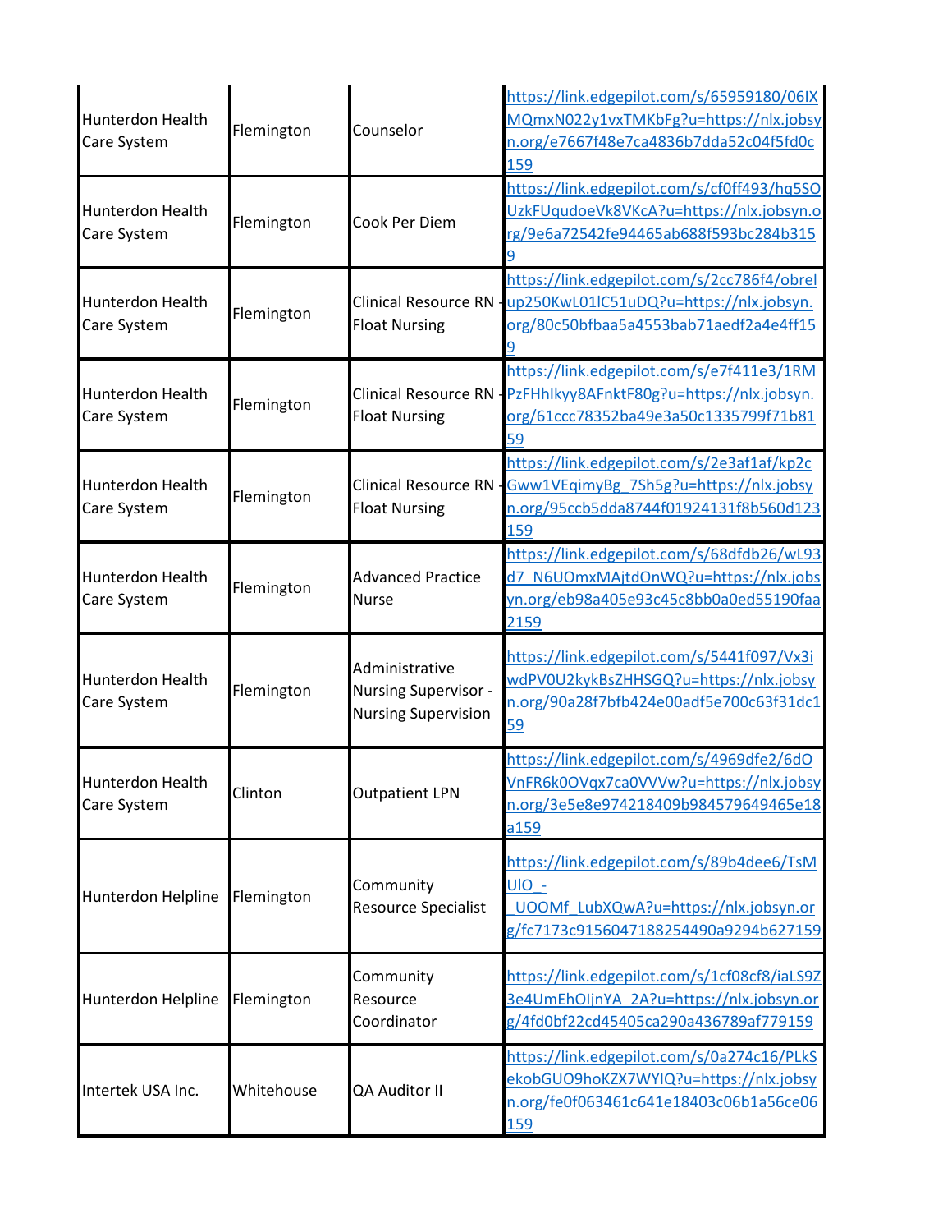| | | | |
|---|---|---|---|
| Hunterdon Health Care System | Flemington | Counselor | https://link.edgepilot.com/s/65959180/06IXMQmxN022y1vxTMKbFg?u=https://nlx.jobsyn.org/e7667f48e7ca4836b7dda52c04f5fd0c159 |
| Hunterdon Health Care System | Flemington | Cook Per Diem | https://link.edgepilot.com/s/cf0ff493/hq5SOUzkFUqudoeVk8VKcA?u=https://nlx.jobsyn.org/9e6a72542fe94465ab688f593bc284b3159 |
| Hunterdon Health Care System | Flemington | Clinical Resource RN - Float Nursing | https://link.edgepilot.com/s/2cc786f4/obrelup250KwL01lC51uDQ?u=https://nlx.jobsyn.org/80c50bfbaa5a4553bab71aedf2a4e4ff159 |
| Hunterdon Health Care System | Flemington | Clinical Resource RN - Float Nursing | https://link.edgepilot.com/s/e7f411e3/1RMPzFHhIkyy8AFnktF80g?u=https://nlx.jobsyn.org/61ccc78352ba49e3a50c1335799f71b8159 |
| Hunterdon Health Care System | Flemington | Clinical Resource RN - Float Nursing | https://link.edgepilot.com/s/2e3af1af/kp2cGww1VEqimyBg_7Sh5g?u=https://nlx.jobsyn.org/95ccb5dda8744f01924131f8b560d123159 |
| Hunterdon Health Care System | Flemington | Advanced Practice Nurse | https://link.edgepilot.com/s/68dfdb26/wL93d7_N6UOmxMAjtdOnWQ?u=https://nlx.jobsyn.org/eb98a405e93c45c8bb0a0ed55190faa2159 |
| Hunterdon Health Care System | Flemington | Administrative Nursing Supervisor - Nursing Supervision | https://link.edgepilot.com/s/5441f097/Vx3iwdPV0U2kykBsZHHSGQ?u=https://nlx.jobsyn.org/90a28f7bfb424e00adf5e700c63f31dc159 |
| Hunterdon Health Care System | Clinton | Outpatient LPN | https://link.edgepilot.com/s/4969dfe2/6dOVnFR6k0OVqx7ca0VVVw?u=https://nlx.jobsyn.org/3e5e8e974218409b984579649465e18a159 |
| Hunterdon Helpline | Flemington | Community Resource Specialist | https://link.edgepilot.com/s/89b4dee6/TsMUlO_-_UOOMf_LubXQwA?u=https://nlx.jobsyn.org/fc7173c9156047188254490a9294b627159 |
| Hunterdon Helpline | Flemington | Community Resource Coordinator | https://link.edgepilot.com/s/1cf08cf8/iaLS9Z3e4UmEhOIjnYA_2A?u=https://nlx.jobsyn.org/4fd0bf22cd45405ca290a436789af779159 |
| Intertek USA Inc. | Whitehouse | QA Auditor II | https://link.edgepilot.com/s/0a274c16/PLkSekobGUO9hoKZX7WYIQ?u=https://nlx.jobsyn.org/fe0f063461c641e18403c06b1a56ce06159 |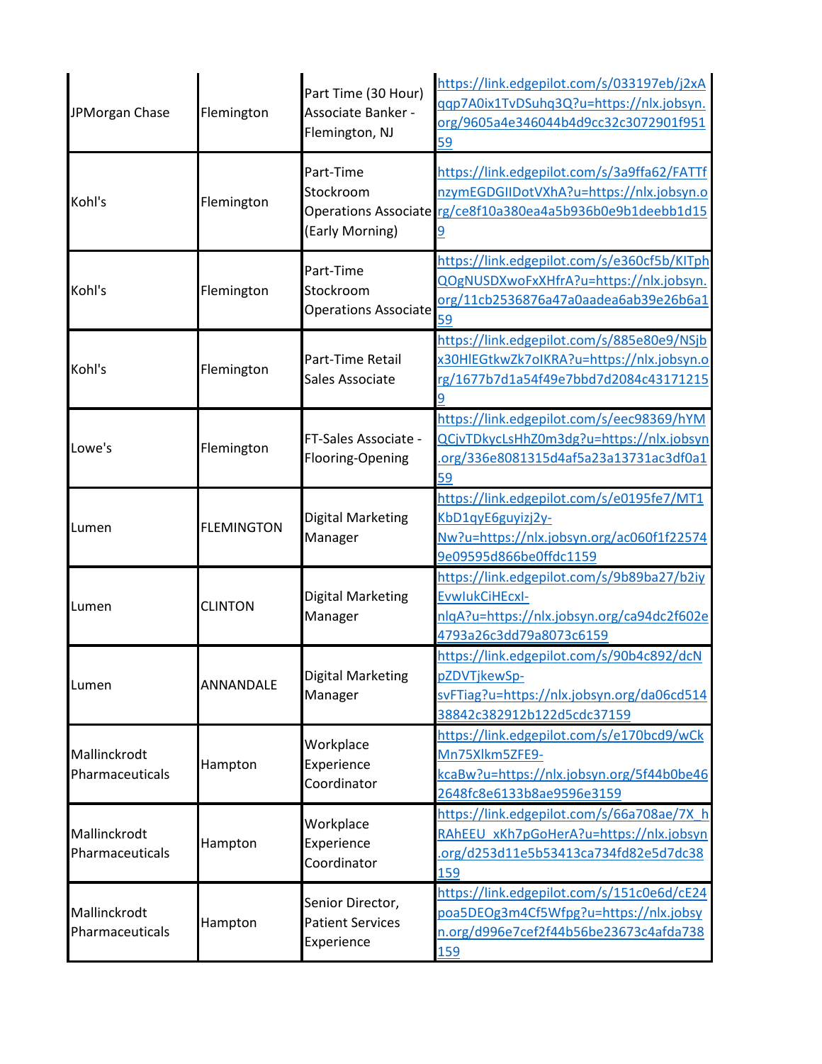| JPMorgan Chase | Flemington | Part Time (30 Hour) Associate Banker - Flemington, NJ | https://link.edgepilot.com/s/033197eb/j2xAqqp7A0ix1TvDSuhq3Q?u=https://nlx.jobsyn.org/9605a4e346044b4d9cc32c3072901f95159 |
|---|---|---|---|
| Kohl's | Flemington | Part-Time Stockroom Operations Associate (Early Morning) | https://link.edgepilot.com/s/3a9ffa62/FATTfnzymEGDGIIDotVXhA?u=https://nlx.jobsyn.org/ce8f10a380ea4a5b936b0e9b1deebb1d159 |
| Kohl's | Flemington | Part-Time Stockroom Operations Associate | https://link.edgepilot.com/s/e360cf5b/KITphQOgNUSDXwoFxXHfrA?u=https://nlx.jobsyn.org/11cb2536876a47a0aadea6ab39e26b6a159 |
| Kohl's | Flemington | Part-Time Retail Sales Associate | https://link.edgepilot.com/s/885e80e9/NSjbx30HlEGtkwZk7oIKRA?u=https://nlx.jobsyn.org/1677b7d1a54f49e7bbd7d2084c43171215 9 |
| Lowe's | Flemington | FT-Sales Associate - Flooring-Opening | https://link.edgepilot.com/s/eec98369/hYMQCjvTDkycLsHhZ0m3dg?u=https://nlx.jobsyn.org/336e8081315d4af5a23a13731ac3df0a159 |
| Lumen | FLEMINGTON | Digital Marketing Manager | https://link.edgepilot.com/s/e0195fe7/MT1KbD1qyE6guyizj2y-Nw?u=https://nlx.jobsyn.org/ac060f1f225749e09595d866be0ffdc1159 |
| Lumen | CLINTON | Digital Marketing Manager | https://link.edgepilot.com/s/9b89ba27/b2iyEvwIukCiHEcxI-nlqA?u=https://nlx.jobsyn.org/ca94dc2f602e4793a26c3dd79a8073c6159 |
| Lumen | ANNANDALE | Digital Marketing Manager | https://link.edgepilot.com/s/90b4c892/dcNpZDVTjkewSp-svFTiag?u=https://nlx.jobsyn.org/da06cd51438842c382912b122d5cdc37159 |
| Mallinckrodt Pharmaceuticals | Hampton | Workplace Experience Coordinator | https://link.edgepilot.com/s/e170bcd9/wCkMn75Xlkm5ZFE9-kcaBw?u=https://nlx.jobsyn.org/5f44b0be462648fc8e6133b8ae9596e3159 |
| Mallinckrodt Pharmaceuticals | Hampton | Workplace Experience Coordinator | https://link.edgepilot.com/s/66a708ae/7X_hRAhEEU_xKh7pGoHerA?u=https://nlx.jobsyn.org/d253d11e5b53413ca734fd82e5d7dc38159 |
| Mallinckrodt Pharmaceuticals | Hampton | Senior Director, Patient Services Experience | https://link.edgepilot.com/s/151c0e6d/cE24poa5DEOg3m4Cf5Wfpg?u=https://nlx.jobsyn.org/d996e7cef2f44b56be23673c4afda738159 |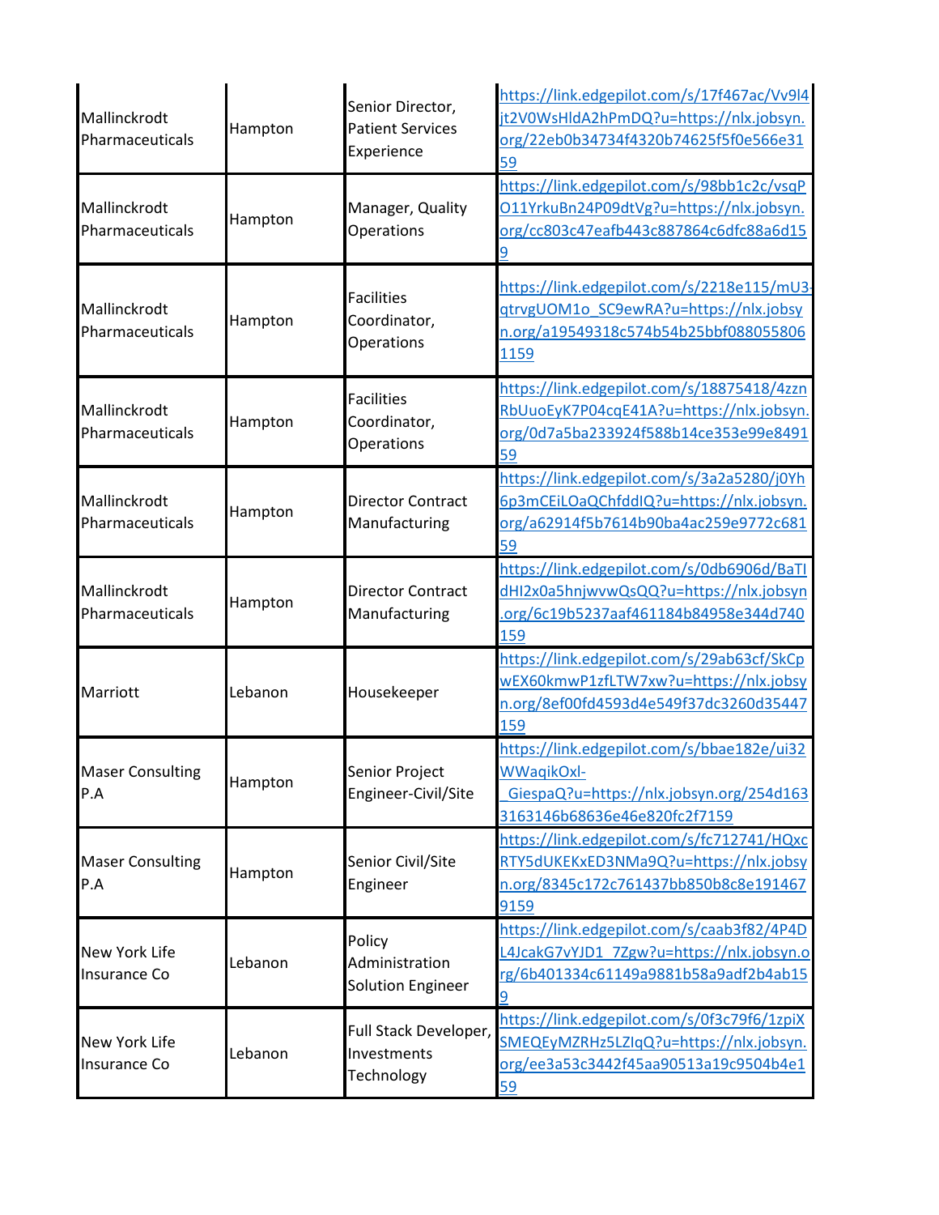| | | | |
|---|---|---|---|
| Mallinckrodt Pharmaceuticals | Hampton | Senior Director, Patient Services Experience | https://link.edgepilot.com/s/17f467ac/Vv9l4jt2V0WsHldA2hPmDQ?u=https://nlx.jobsyn.org/22eb0b34734f4320b74625f5f0e566e3159 |
| Mallinckrodt Pharmaceuticals | Hampton | Manager, Quality Operations | https://link.edgepilot.com/s/98bb1c2c/vsqPO11YrkuBn24P09dtVg?u=https://nlx.jobsyn.org/cc803c47eafb443c887864c6dfc88a6d159 |
| Mallinckrodt Pharmaceuticals | Hampton | Facilities Coordinator, Operations | https://link.edgepilot.com/s/2218e115/mU3-qtrvgUOM1o_SC9ewRA?u=https://nlx.jobsyn.org/a19549318c574b54b25bbf0880558061159 |
| Mallinckrodt Pharmaceuticals | Hampton | Facilities Coordinator, Operations | https://link.edgepilot.com/s/18875418/4zznRbUuoEyK7P04cqE41A?u=https://nlx.jobsyn.org/0d7a5ba233924f588b14ce353e99e849159 |
| Mallinckrodt Pharmaceuticals | Hampton | Director Contract Manufacturing | https://link.edgepilot.com/s/3a2a5280/j0Yh6p3mCEiLOaQChfddIQ?u=https://nlx.jobsyn.org/a62914f5b7614b90ba4ac259e9772c68159 |
| Mallinckrodt Pharmaceuticals | Hampton | Director Contract Manufacturing | https://link.edgepilot.com/s/0db6906d/BaTIdHI2x0a5hnjwvwQsQQ?u=https://nlx.jobsyn.org/6c19b5237aaf461184b84958e344d740159 |
| Marriott | Lebanon | Housekeeper | https://link.edgepilot.com/s/29ab63cf/SkCpwEX60kmwP1zfLTW7xw?u=https://nlx.jobsyn.org/8ef00fd4593d4e549f37dc3260d35447159 |
| Maser Consulting P.A | Hampton | Senior Project Engineer-Civil/Site | https://link.edgepilot.com/s/bbae182e/ui32WWaqikOxl-_GiespaQ?u=https://nlx.jobsyn.org/254d1633163146b68636e46e820fc2f7159 |
| Maser Consulting P.A | Hampton | Senior Civil/Site Engineer | https://link.edgepilot.com/s/fc712741/HQxcRTY5dUKEKxED3NMa9Q?u=https://nlx.jobsyn.org/8345c172c761437bb850b8c8e1914679159 |
| New York Life Insurance Co | Lebanon | Policy Administration Solution Engineer | https://link.edgepilot.com/s/caab3f82/4P4DL4JcakG7vYJD1_7Zgw?u=https://nlx.jobsyn.org/6b401334c61149a9881b58a9adf2b4ab159 |
| New York Life Insurance Co | Lebanon | Full Stack Developer, Investments Technology | https://link.edgepilot.com/s/0f3c79f6/1zpiXSMEQEyMZRHz5LZIqQ?u=https://nlx.jobsyn.org/ee3a53c3442f45aa90513a19c9504b4e159 |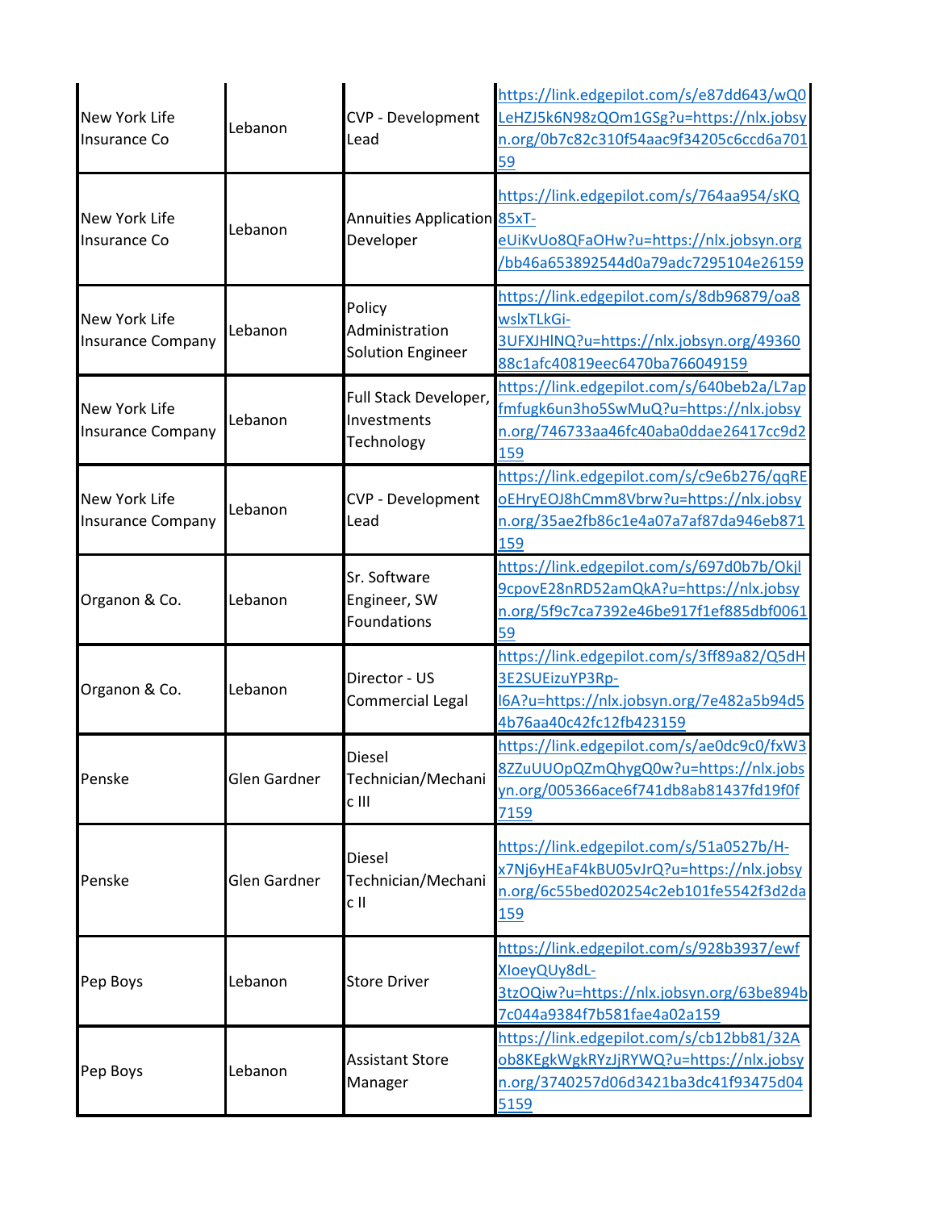| New York Life Insurance Co | Lebanon | CVP - Development Lead | https://link.edgepilot.com/s/e87dd643/wQ0LeHZJ5k6N98zQOm1GSg?u=https://nlx.jobsyn.org/0b7c82c310f54aac9f34205c6ccd6a70159 |
|---|---|---|---|
| New York Life Insurance Co | Lebanon | Annuities Application Developer | https://link.edgepilot.com/s/764aa954/sKQ85xT-eUiKvUo8QFaOHw?u=https://nlx.jobsyn.org/bb46a653892544d0a79adc7295104e26159 |
| New York Life Insurance Company | Lebanon | Policy Administration Solution Engineer | https://link.edgepilot.com/s/8db96879/oa8wslxTLkGi-3UFXJHlNQ?u=https://nlx.jobsyn.org/4936088c1afc40819eec6470ba766049159 |
| New York Life Insurance Company | Lebanon | Full Stack Developer, Investments Technology | https://link.edgepilot.com/s/640beb2a/L7apfmfugk6un3ho5SwMuQ?u=https://nlx.jobsyn.org/746733aa46fc40aba0ddae26417cc9d2159 |
| New York Life Insurance Company | Lebanon | CVP - Development Lead | https://link.edgepilot.com/s/c9e6b276/qqREoEHryEOJ8hCmm8Vbrw?u=https://nlx.jobsyn.org/35ae2fb86c1e4a07a7af87da946eb871159 |
| Organon & Co. | Lebanon | Sr. Software Engineer, SW Foundations | https://link.edgepilot.com/s/697d0b7b/Okjl9cpovE28nRD52amQkA?u=https://nlx.jobsyn.org/5f9c7ca7392e46be917f1ef885dbf006159 |
| Organon & Co. | Lebanon | Director - US Commercial Legal | https://link.edgepilot.com/s/3ff89a82/Q5dH3E2SUEizuYP3Rp-I6A?u=https://nlx.jobsyn.org/7e482a5b94d54b76aa40c42fc12fb423159 |
| Penske | Glen Gardner | Diesel Technician/Mechanic III | https://link.edgepilot.com/s/ae0dc9c0/fxW38ZZuUOpQZmQhygQ0w?u=https://nlx.jobsyn.org/005366ace6f741db8ab81437fd19f0f7159 |
| Penske | Glen Gardner | Diesel Technician/Mechanic II | https://link.edgepilot.com/s/51a0527b/H-x7Nj6yHEaF4kBU05vJrQ?u=https://nlx.jobsyn.org/6c55bed020254c2eb101fe5542f3d2da159 |
| Pep Boys | Lebanon | Store Driver | https://link.edgepilot.com/s/928b3937/ewfXloeyQUy8dL-3tzOQiw?u=https://nlx.jobsyn.org/63be894b7c044a9384f7b581fae4a02a159 |
| Pep Boys | Lebanon | Assistant Store Manager | https://link.edgepilot.com/s/cb12bb81/32Aob8KEgkWgkRYzJjRYWQ?u=https://nlx.jobsyn.org/3740257d06d3421ba3dc41f93475d045159 |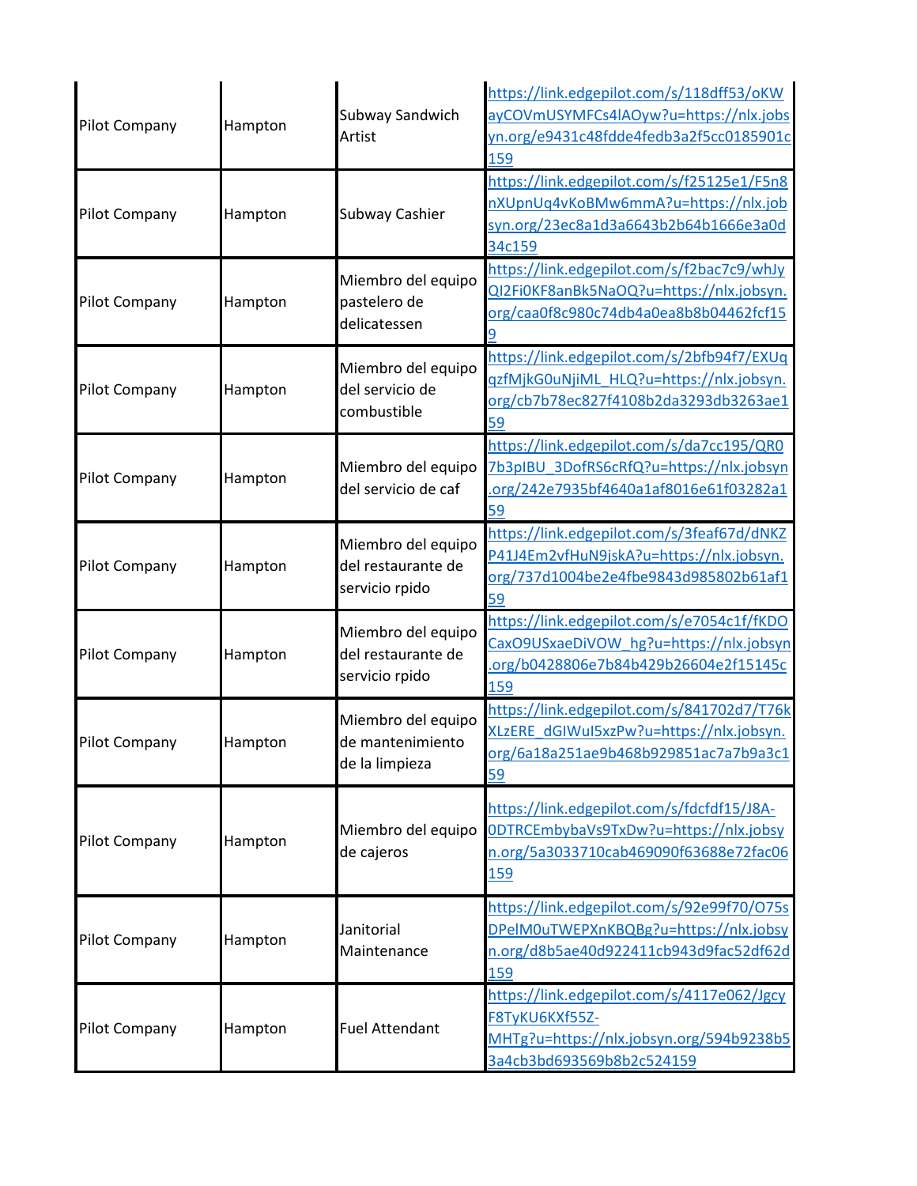| | | | |
|---|---|---|---|
| Pilot Company | Hampton | Subway Sandwich Artist | https://link.edgepilot.com/s/118dff53/oKWayCOVmUSYMFCs4lAOyw?u=https://nlx.jobsyn.org/e9431c48fdde4fedb3a2f5cc0185901c159 |
| Pilot Company | Hampton | Subway Cashier | https://link.edgepilot.com/s/f25125e1/F5n8nXUpnUq4vKoBMw6mmA?u=https://nlx.jobsyn.org/23ec8a1d3a6643b2b64b1666e3a0d34c159 |
| Pilot Company | Hampton | Miembro del equipo pastelero de delicatessen | https://link.edgepilot.com/s/f2bac7c9/whJyQI2Fi0KF8anBk5NaOQ?u=https://nlx.jobsyn.org/caa0f8c980c74db4a0ea8b8b04462fcf159 |
| Pilot Company | Hampton | Miembro del equipo del servicio de combustible | https://link.edgepilot.com/s/2bfb94f7/EXUqqzfMjkG0uNjiML_HLQ?u=https://nlx.jobsyn.org/cb7b78ec827f4108b2da3293db3263ae159 |
| Pilot Company | Hampton | Miembro del equipo del servicio de caf | https://link.edgepilot.com/s/da7cc195/QR07b3pIBU_3DofRS6cRfQ?u=https://nlx.jobsyn.org/242e7935bf4640a1af8016e61f03282a159 |
| Pilot Company | Hampton | Miembro del equipo del restaurante de servicio rpido | https://link.edgepilot.com/s/3feaf67d/dNKZP41J4Em2vfHuN9jskA?u=https://nlx.jobsyn.org/737d1004be2e4fbe9843d985802b61af159 |
| Pilot Company | Hampton | Miembro del equipo del restaurante de servicio rpido | https://link.edgepilot.com/s/e7054c1f/fKDOCaxO9USxaeDiVOW_hg?u=https://nlx.jobsyn.org/b0428806e7b84b429b26604e2f15145c159 |
| Pilot Company | Hampton | Miembro del equipo de mantenimiento de la limpieza | https://link.edgepilot.com/s/841702d7/T76kXLzERE_dGIWuI5xzPw?u=https://nlx.jobsyn.org/6a18a251ae9b468b929851ac7a7b9a3c159 |
| Pilot Company | Hampton | Miembro del equipo de cajeros | https://link.edgepilot.com/s/fdcfdf15/J8A-0DTRCEmbybaVs9TxDw?u=https://nlx.jobsyn.org/5a3033710cab469090f63688e72fac06159 |
| Pilot Company | Hampton | Janitorial Maintenance | https://link.edgepilot.com/s/92e99f70/O75sDPelM0uTWEPXnKBQBg?u=https://nlx.jobsyn.org/d8b5ae40d922411cb943d9fac52df62d159 |
| Pilot Company | Hampton | Fuel Attendant | https://link.edgepilot.com/s/4117e062/JgcyF8TyKU6KXf55Z-MHTg?u=https://nlx.jobsyn.org/594b9238b53a4cb3bd693569b8b2c524159 |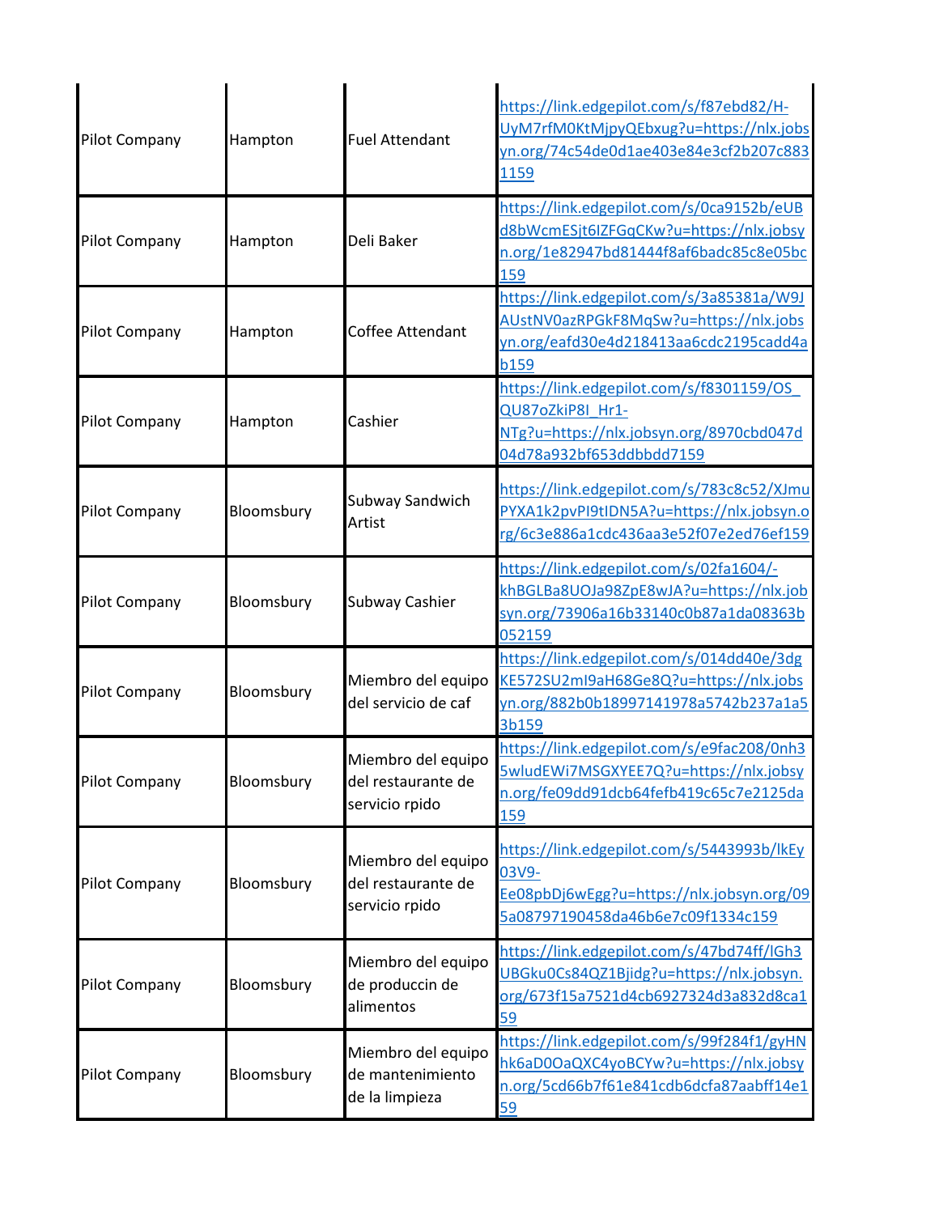| | | | |
|---|---|---|---|
| Pilot Company | Hampton | Fuel Attendant | https://link.edgepilot.com/s/f87ebd82/H-UyM7rfM0KtMjpyQEbxug?u=https://nlx.jobsyn.org/74c54de0d1ae403e84e3cf2b207c8831159 |
| Pilot Company | Hampton | Deli Baker | https://link.edgepilot.com/s/0ca9152b/eUBd8bWcmESjt6lZFGqCKw?u=https://nlx.jobsyn.org/1e82947bd81444f8af6badc85c8e05bc159 |
| Pilot Company | Hampton | Coffee Attendant | https://link.edgepilot.com/s/3a85381a/W9JAUstNV0azRPGkF8MqSw?u=https://nlx.jobsyn.org/eafd30e4d218413aa6cdc2195cadd4ab159 |
| Pilot Company | Hampton | Cashier | https://link.edgepilot.com/s/f8301159/OS_QU87oZkiP8I_Hr1-NTg?u=https://nlx.jobsyn.org/8970cbd047d04d78a932bf653ddbbdd7159 |
| Pilot Company | Bloomsbury | Subway Sandwich Artist | https://link.edgepilot.com/s/783c8c52/XJmuPYXA1k2pvPI9tIDN5A?u=https://nlx.jobsyn.org/6c3e886a1cdc436aa3e52f07e2ed76ef159 |
| Pilot Company | Bloomsbury | Subway Cashier | https://link.edgepilot.com/s/02fa1604/-khBGLBa8UOJa98ZpE8wJA?u=https://nlx.jobsyn.org/73906a16b33140c0b87a1da08363b052159 |
| Pilot Company | Bloomsbury | Miembro del equipo del servicio de caf | https://link.edgepilot.com/s/014dd40e/3dgKE572SU2mI9aH68Ge8Q?u=https://nlx.jobsyn.org/882b0b18997141978a5742b237a1a53b159 |
| Pilot Company | Bloomsbury | Miembro del equipo del restaurante de servicio rpido | https://link.edgepilot.com/s/e9fac208/0nh35wludEWi7MSGXYEE7Q?u=https://nlx.jobsyn.org/fe09dd91dcb64fefb419c65c7e2125da159 |
| Pilot Company | Bloomsbury | Miembro del equipo del restaurante de servicio rpido | https://link.edgepilot.com/s/5443993b/lkEy03V9-Ee08pbDj6wEgg?u=https://nlx.jobsyn.org/095a08797190458da46b6e7c09f1334c159 |
| Pilot Company | Bloomsbury | Miembro del equipo de produccin de alimentos | https://link.edgepilot.com/s/47bd74ff/lGh3UBGku0Cs84QZ1Bjidg?u=https://nlx.jobsyn.org/673f15a7521d4cb6927324d3a832d8ca159 |
| Pilot Company | Bloomsbury | Miembro del equipo de mantenimiento de la limpieza | https://link.edgepilot.com/s/99f284f1/gyHNhk6aD0OaQXC4yoBCYw?u=https://nlx.jobsyn.org/5cd66b7f61e841cdb6dcfa87aabff14e159 |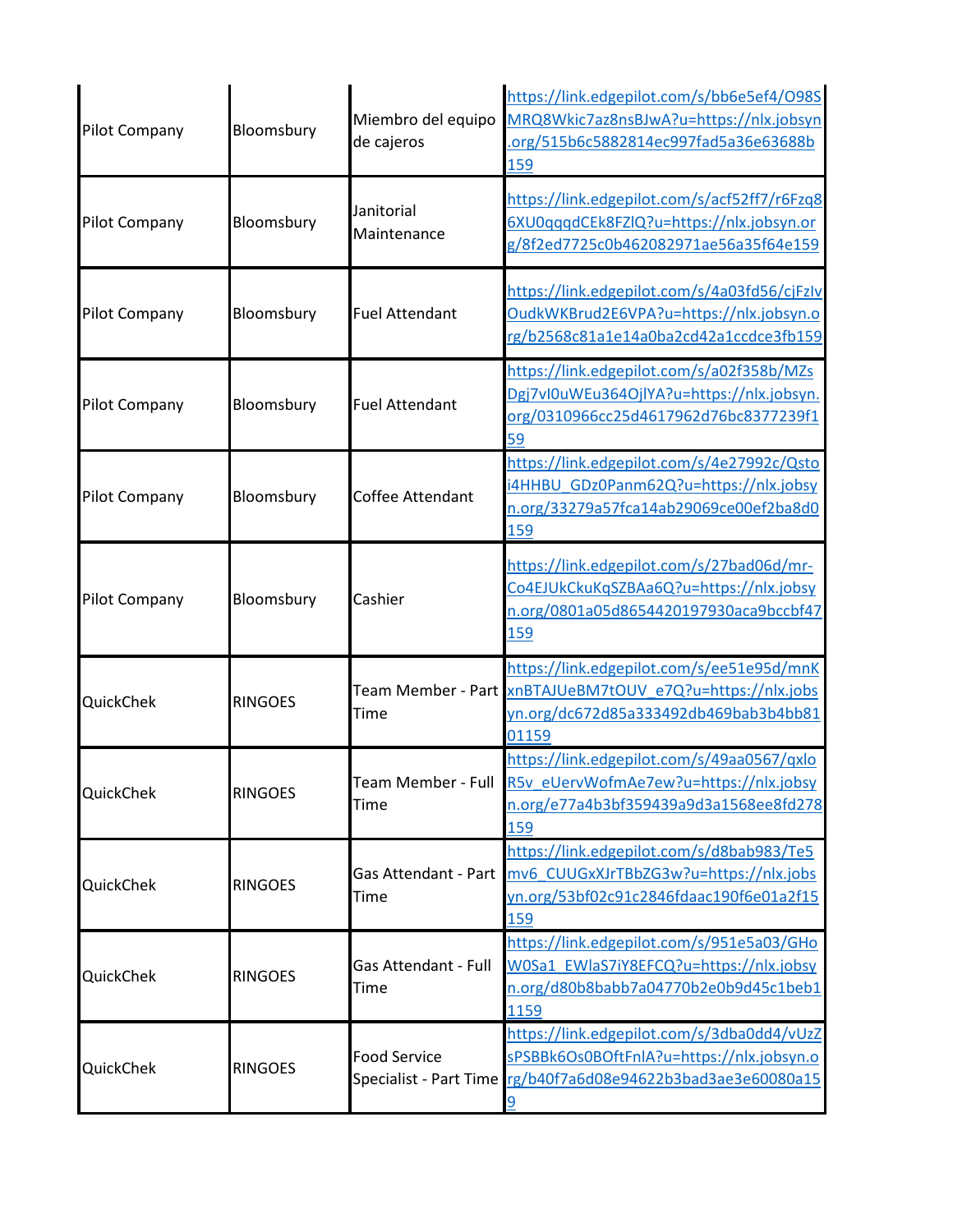| | | | |
|---|---|---|---|
| Pilot Company | Bloomsbury | Miembro del equipo de cajeros | https://link.edgepilot.com/s/bb6e5ef4/O98SMRQ8Wkic7az8nsBJwA?u=https://nlx.jobsyn.org/515b6c5882814ec997fad5a36e63688b159 |
| Pilot Company | Bloomsbury | Janitorial Maintenance | https://link.edgepilot.com/s/acf52ff7/r6Fzq86XU0qqqdCEk8FZlQ?u=https://nlx.jobsyn.org/8f2ed7725c0b462082971ae56a35f64e159 |
| Pilot Company | Bloomsbury | Fuel Attendant | https://link.edgepilot.com/s/4a03fd56/cjFzlvOudkWKBrud2E6VPA?u=https://nlx.jobsyn.org/b2568c81a1e14a0ba2cd42a1ccdce3fb159 |
| Pilot Company | Bloomsbury | Fuel Attendant | https://link.edgepilot.com/s/a02f358b/MZsDgj7vI0uWEu364OjlYA?u=https://nlx.jobsyn.org/0310966cc25d4617962d76bc8377239f159 |
| Pilot Company | Bloomsbury | Coffee Attendant | https://link.edgepilot.com/s/4e27992c/Qstoi4HHBU_GDz0Panm62Q?u=https://nlx.jobsyn.org/33279a57fca14ab29069ce00ef2ba8d0159 |
| Pilot Company | Bloomsbury | Cashier | https://link.edgepilot.com/s/27bad06d/mr-Co4EJUkCkuKqSZBAa6Q?u=https://nlx.jobsyn.org/0801a05d8654420197930aca9bccbf47159 |
| QuickChek | RINGOES | Team Member - Part Time | https://link.edgepilot.com/s/ee51e95d/mnKxnBTAJUeBM7tOUV_e7Q?u=https://nlx.jobsyn.org/dc672d85a333492db469bab3b4bb8101159 |
| QuickChek | RINGOES | Team Member - Full Time | https://link.edgepilot.com/s/49aa0567/qxloR5v_eUervWofmAe7ew?u=https://nlx.jobsyn.org/e77a4b3bf359439a9d3a1568ee8fd278159 |
| QuickChek | RINGOES | Gas Attendant - Part Time | https://link.edgepilot.com/s/d8bab983/Te5mv6_CUUGxXJrTBbZG3w?u=https://nlx.jobsyn.org/53bf02c91c2846fdaac190f6e01a2f15159 |
| QuickChek | RINGOES | Gas Attendant - Full Time | https://link.edgepilot.com/s/951e5a03/GHoW0Sa1_EWlaS7iY8EFCQ?u=https://nlx.jobsyn.org/d80b8babb7a04770b2e0b9d45c1beb11159 |
| QuickChek | RINGOES | Food Service Specialist - Part Time | https://link.edgepilot.com/s/3dba0dd4/vUzZsPSBBk6Os0BOftFnlA?u=https://nlx.jobsyn.org/b40f7a6d08e94622b3bad3ae3e60080a159 |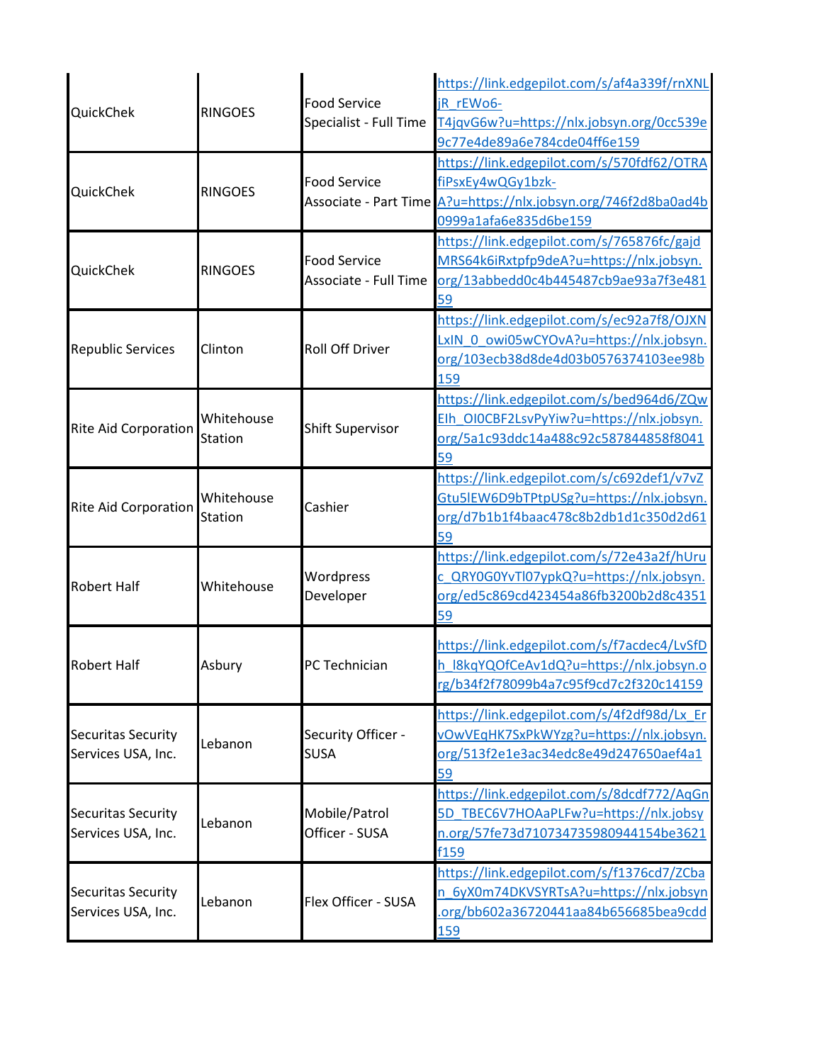| | | | |
|---|---|---|---|
| QuickChek | RINGOES | Food Service Specialist - Full Time | https://link.edgepilot.com/s/af4a339f/rnXNLjR_rEWo6-T4jqvG6w?u=https://nlx.jobsyn.org/0cc539e9c77e4de89a6e784cde04ff6e159 |
| QuickChek | RINGOES | Food Service Associate - Part Time | https://link.edgepilot.com/s/570fdf62/OTRAfiPsxEy4wQGy1bzk-A?u=https://nlx.jobsyn.org/746f2d8ba0ad4b0999a1afa6e835d6be159 |
| QuickChek | RINGOES | Food Service Associate - Full Time | https://link.edgepilot.com/s/765876fc/gajdMRS64k6iRxtpfp9deA?u=https://nlx.jobsyn.org/13abbedd0c4b445487cb9ae93a7f3e48159 |
| Republic Services | Clinton | Roll Off Driver | https://link.edgepilot.com/s/ec92a7f8/OJXNLxIN_0_owi05wCYOvA?u=https://nlx.jobsyn.org/103ecb38d8de4d03b0576374103ee98b159 |
| Rite Aid Corporation | Whitehouse Station | Shift Supervisor | https://link.edgepilot.com/s/bed964d6/ZQwEIh_OI0CBF2LsvPyYiw?u=https://nlx.jobsyn.org/5a1c93ddc14a488c92c587844858f804159 |
| Rite Aid Corporation | Whitehouse Station | Cashier | https://link.edgepilot.com/s/c692def1/v7vZGtu5lEW6D9bTPtpUSg?u=https://nlx.jobsyn.org/d7b1b1f4baac478c8b2db1d1c350d2d6159 |
| Robert Half | Whitehouse | Wordpress Developer | https://link.edgepilot.com/s/72e43a2f/hUruc_QRY0G0YvTl07ypkQ?u=https://nlx.jobsyn.org/ed5c869cd423454a86fb3200b2d8c435159 |
| Robert Half | Asbury | PC Technician | https://link.edgepilot.com/s/f7acdec4/LvSfDh_I8kqYQOfCeAv1dQ?u=https://nlx.jobsyn.org/b34f2f78099b4a7c95f9cd7c2f320c14159 |
| Securitas Security Services USA, Inc. | Lebanon | Security Officer - SUSA | https://link.edgepilot.com/s/4f2df98d/Lx_ErvOwVEqHK7SxPkWYzg?u=https://nlx.jobsyn.org/513f2e1e3ac34edc8e49d247650aef4a159 |
| Securitas Security Services USA, Inc. | Lebanon | Mobile/Patrol Officer - SUSA | https://link.edgepilot.com/s/8dcdf772/AqGn5D_TBEC6V7HOAaPLFw?u=https://nlx.jobsyn.org/57fe73d710734735980944154be3621f159 |
| Securitas Security Services USA, Inc. | Lebanon | Flex Officer - SUSA | https://link.edgepilot.com/s/f1376cd7/ZCban_6yX0m74DKVSYRTsA?u=https://nlx.jobsyn.org/bb602a36720441aa84b656685bea9cdd159 |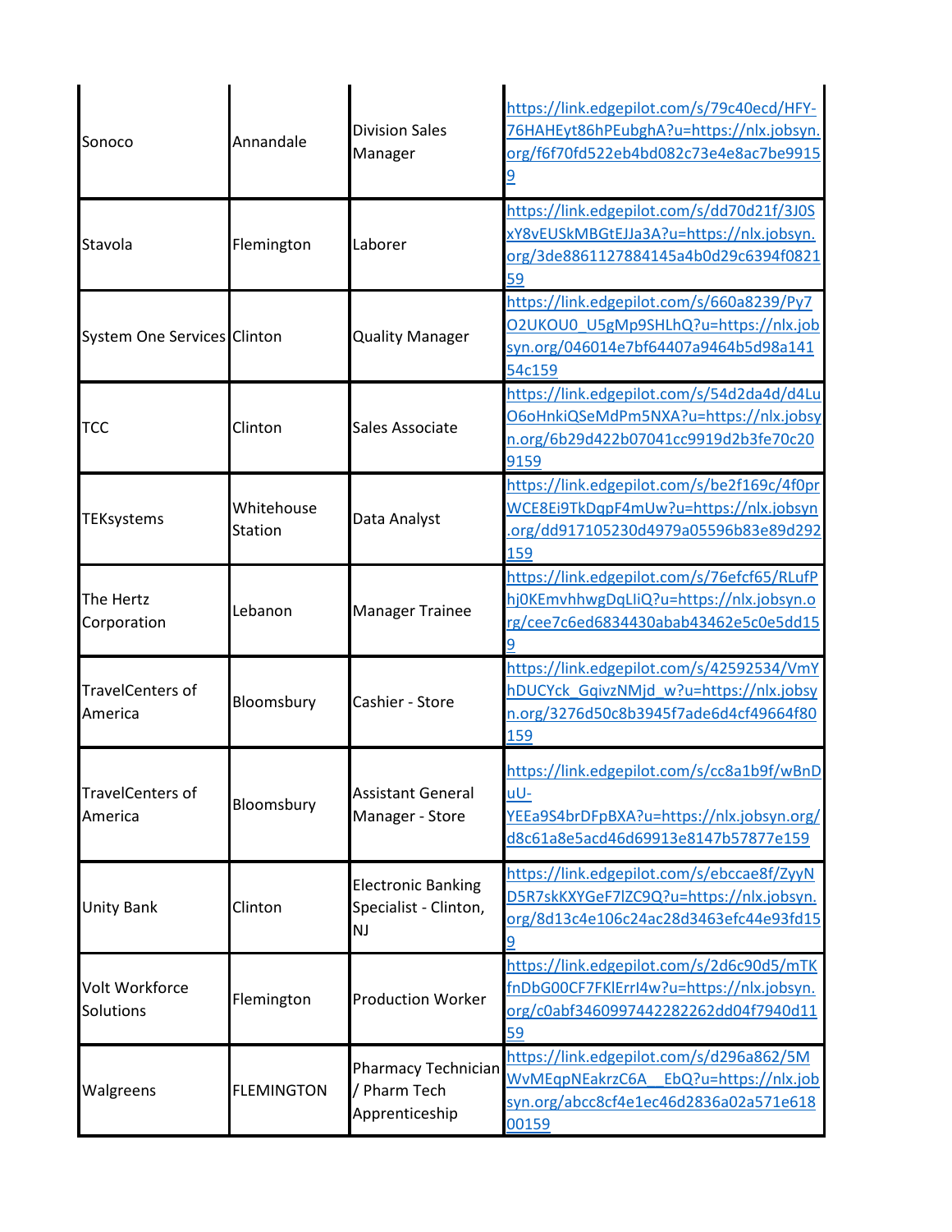| | | | |
|---|---|---|---|
| Sonoco | Annandale | Division Sales Manager | https://link.edgepilot.com/s/79c40ecd/HFY-76HAHEyt86hPEubghA?u=https://nlx.jobsyn.org/f6f70fd522eb4bd082c73e4e8ac7be99159 |
| Stavola | Flemington | Laborer | https://link.edgepilot.com/s/dd70d21f/3J0SxY8vEUSkMBGtEJJa3A?u=https://nlx.jobsyn.org/3de8861127884145a4b0d29c6394f082159 |
| System One Services | Clinton | Quality Manager | https://link.edgepilot.com/s/660a8239/Py7O2UKOU0_U5gMp9SHLhQ?u=https://nlx.jobsyn.org/046014e7bf64407a9464b5d98a14154c159 |
| TCC | Clinton | Sales Associate | https://link.edgepilot.com/s/54d2da4d/d4LuO6oHnkiQSeMdPm5NXA?u=https://nlx.jobsyn.org/6b29d422b07041cc9919d2b3fe70c209159 |
| TEKsystems | Whitehouse Station | Data Analyst | https://link.edgepilot.com/s/be2f169c/4f0prWCE8Ei9TkDqpF4mUw?u=https://nlx.jobsyn.org/dd917105230d4979a05596b83e89d292159 |
| The Hertz Corporation | Lebanon | Manager Trainee | https://link.edgepilot.com/s/76efcf65/RLufPhj0KEmvhhwgDqLIiQ?u=https://nlx.jobsyn.org/cee7c6ed6834430abab43462e5c0e5dd159 |
| TravelCenters of America | Bloomsbury | Cashier - Store | https://link.edgepilot.com/s/42592534/VmYhDUCYck_GqivzNMjd_w?u=https://nlx.jobsyn.org/3276d50c8b3945f7ade6d4cf49664f80159 |
| TravelCenters of America | Bloomsbury | Assistant General Manager - Store | https://link.edgepilot.com/s/cc8a1b9f/wBnDuU-YEEa9S4brDFpBXA?u=https://nlx.jobsyn.org/d8c61a8e5acd46d69913e8147b57877e159 |
| Unity Bank | Clinton | Electronic Banking Specialist - Clinton, NJ | https://link.edgepilot.com/s/ebccae8f/ZyyND5R7skKXYGeF7lZC9Q?u=https://nlx.jobsyn.org/8d13c4e106c24ac28d3463efc44e93fd159 |
| Volt Workforce Solutions | Flemington | Production Worker | https://link.edgepilot.com/s/2d6c90d5/mTKfnDbG00CF7FKlErrI4w?u=https://nlx.jobsyn.org/c0abf3460997442282262dd04f7940d1159 |
| Walgreens | FLEMINGTON | Pharmacy Technician / Pharm Tech Apprenticeship | https://link.edgepilot.com/s/d296a862/5MWvMEqpNEakrzC6A__EbQ?u=https://nlx.jobsyn.org/abcc8cf4e1ec46d2836a02a571e61800159 |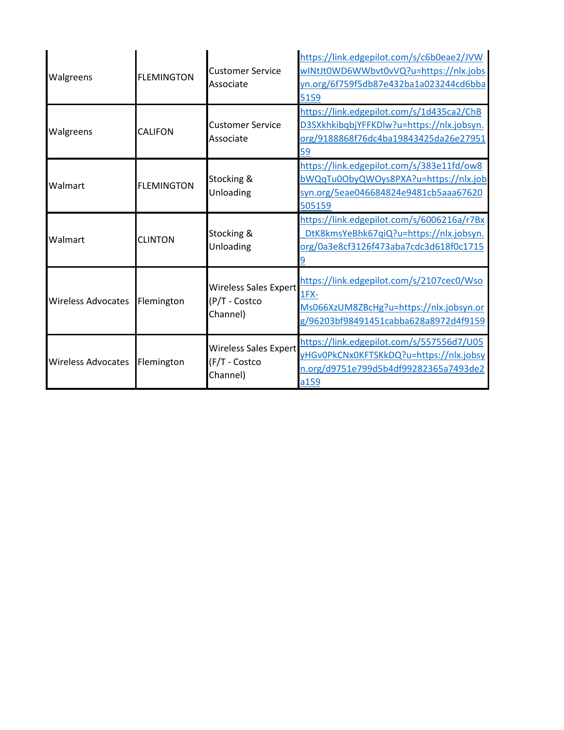| | | | |
|---|---|---|---|
| Walgreens | FLEMINGTON | Customer Service Associate | https://link.edgepilot.com/s/c6b0eae2/JVWwINtJt0WD6WWbvt0vVQ?u=https://nlx.jobsyn.org/6f759f5db87e432ba1a023244cd6bba5159 |
| Walgreens | CALIFON | Customer Service Associate | https://link.edgepilot.com/s/1d435ca2/ChBD3SXkhkibqbjYFFKDlw?u=https://nlx.jobsyn.org/9188868f76dc4ba19843425da26e2795159 |
| Walmart | FLEMINGTON | Stocking & Unloading | https://link.edgepilot.com/s/383e11fd/ow8bWQqTu0ObyQWOys8PXA?u=https://nlx.jobsyn.org/5eae046684824e9481cb5aaa67620505159 |
| Walmart | CLINTON | Stocking & Unloading | https://link.edgepilot.com/s/6006216a/r7Bx_DtK8kmsYeBhk67qiQ?u=https://nlx.jobsyn.org/0a3e8cf3126f473aba7cdc3d618f0c17159 |
| Wireless Advocates | Flemington | Wireless Sales Expert (P/T - Costco Channel) | https://link.edgepilot.com/s/2107cec0/Wso1FX-Ms066XzUM8ZBcHg?u=https://nlx.jobsyn.org/96203bf98491451cabba628a8972d4f9159 |
| Wireless Advocates | Flemington | Wireless Sales Expert (F/T - Costco Channel) | https://link.edgepilot.com/s/557556d7/U05yHGv0PkCNx0KFTSKkDQ?u=https://nlx.jobsyn.org/d9751e799d5b4df99282365a7493de2a159 |